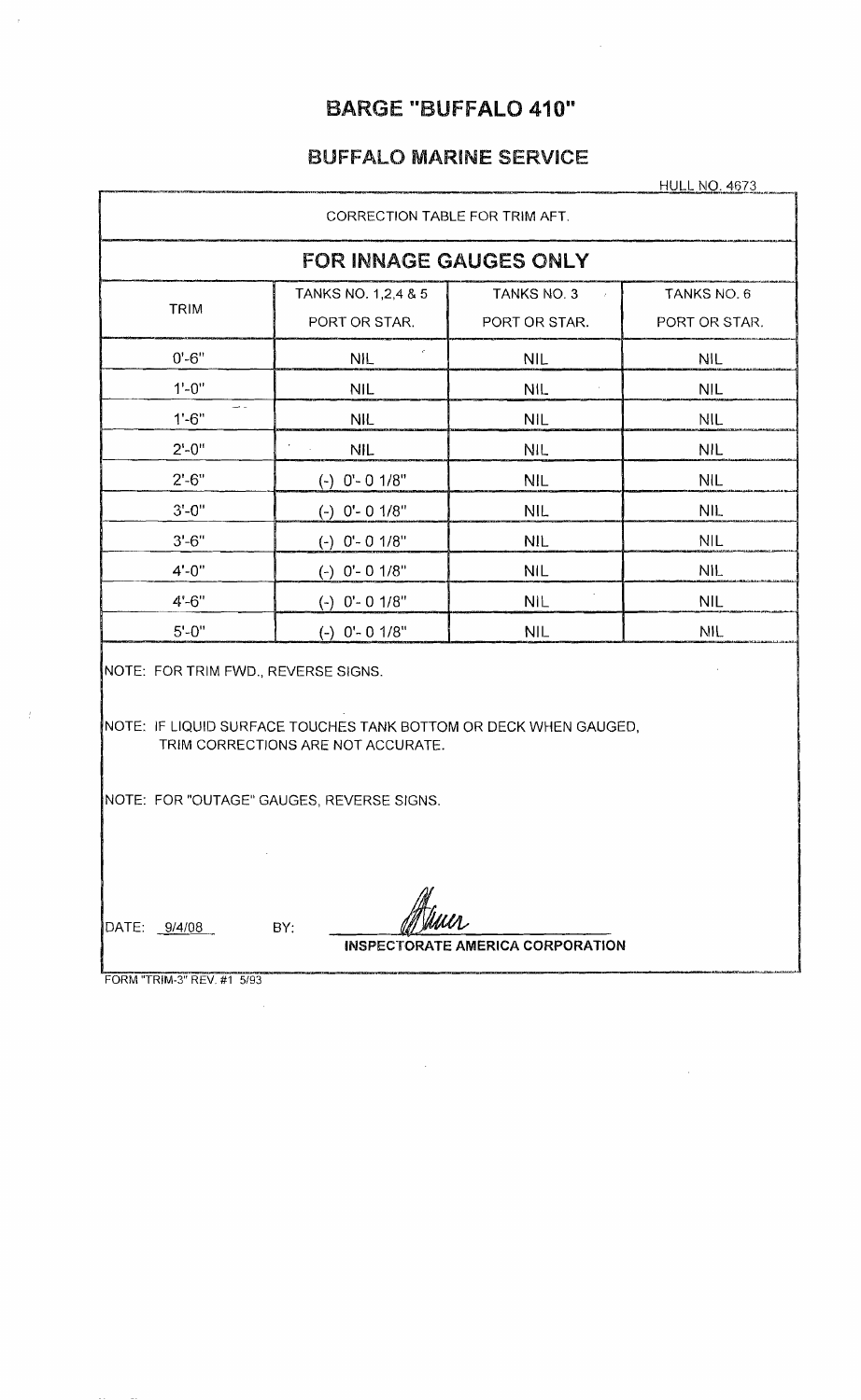# BARGE "BUFFALO 410"

## BUFFALO MARINE SERVICE

HULL NO. 4673

CORRECTION TABLE FOR TRIM AFT.

### FOR INNAGE GAUGES ONLY

| TRIM | TANKS NO. 1,2,4 & 5 PORT OR STAR. | TANKS NO. 3 PORT OR STAR. | TANKS NO. 6 PORT OR STAR. |
|---|---|---|---|
| 0'-6" | NIL | NIL | NIL |
| 1'-0" | NIL | NIL | NIL |
| 1'-6" | NIL | NIL | NIL |
| 2'-0" | NIL | NIL | NIL |
| 2'-6" | (-) 0'- 0 1/8" | NIL | NIL |
| 3'-0" | (-) 0'- 0 1/8" | NIL | NIL |
| 3'-6" | (-) 0'- 0 1/8" | NIL | NIL |
| 4'-0" | (-) 0'- 0 1/8" | NIL | NIL |
| 4'-6" | (-) 0'- 0 1/8" | NIL | NIL |
| 5'-0" | (-) 0'- 0 1/8" | NIL | NIL |

NOTE: FOR TRIM FWD., REVERSE SIGNS.

NOTE: IF LIQUID SURFACE TOUCHES TANK BOTTOM OR DECK WHEN GAUGED, TRIM CORRECTIONS ARE NOT ACCURATE.

NOTE: FOR "OUTAGE" GAUGES, REVERSE SIGNS.

DATE: 9/4/08 BY: [signature]

INSPECTORATE AMERICA CORPORATION

FORM "TRIM-3" REV. #1 5/93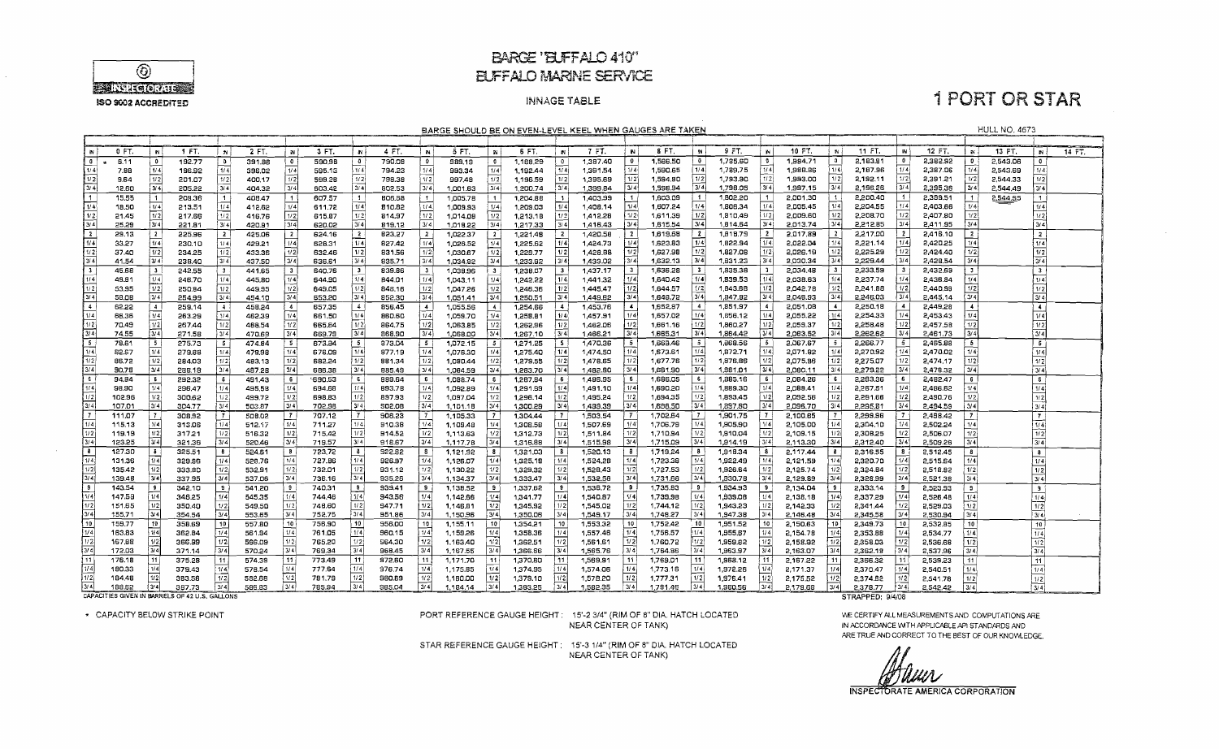ISO 9002 ACCREDITED

# BARGE "BUFFALO 410"

## BUFFALO MARINE SERVICE

INNAGE TABLE

# 1 PORT OR STAR

BARGE SHOULD BE ON EVEN-LEVEL KEEL WHEN GAUGES ARE TAKEN

HULL NO. 4673

| IN | 0 FT. | 1 FT. | 2 FT. | 3 FT. | 4 FT. | 5 FT. | 6 FT. | 7 FT. | 8 FT. | 9 FT. | 10 FT. | 11 FT. | 12 FT. | 13 FT. | 14 FT. |
|---|---|---|---|---|---|---|---|---|---|---|---|---|---|---|---|
| 0 | * 5.11 | 192.77 | 391.88 | 590.98 | 790.09 | 989.19 | 1,188.29 | 1,387.40 | 1,586.50 | 1,785.60 | 1,984.71 | 2,183.81 | 2,382.92 | 2,543.06 | |
| 1/4 | 7.88 | 196.92 | 396.02 | 595.13 | 794.23 | 993.34 | 1,192.44 | 1,391.54 | 1,590.65 | 1,789.75 | 1,988.86 | 2,187.96 | 2,387.06 | 2,543.69 | |
| 1/2 | 9.84 | 201.07 | 400.17 | 599.28 | 798.38 | 997.49 | 1,196.59 | 1,395.69 | 1,594.80 | 1,793.90 | 1,993.00 | 2,192.11 | 2,391.21 | 2,544.33 | |
| 3/4 | 12.60 | 205.22 | 404.32 | 603.42 | 802.53 | 1,001.63 | 1,200.74 | 1,399.84 | 1,598.94 | 1,798.05 | 1,997.15 | 2,196.26 | 2,395.36 | 2,544.49 | |
| 1 | 15.55 | 209.36 | 408.47 | 607.57 | 806.68 | 1,005.78 | 1,204.88 | 1,403.99 | 1,603.09 | 1,802.20 | 2,001.30 | 2,200.40 | 2,399.51 | 2,544.65 | |
| 1/4 | 18.50 | 213.51 | 412.62 | 611.72 | 810.82 | 1,009.93 | 1,209.03 | 1,408.14 | 1,607.24 | 1,806.34 | 2,005.45 | 2,204.55 | 2,403.66 | | |
| 1/2 | 21.45 | 217.66 | 416.76 | 615.87 | 814.97 | 1,014.08 | 1,213.18 | 1,412.28 | 1,611.39 | 1,810.49 | 2,009.60 | 2,208.70 | 2,407.80 | | |
| 3/4 | 25.29 | 221.81 | 420.91 | 620.02 | 819.12 | 1,018.22 | 1,217.33 | 1,416.43 | 1,615.54 | 1,814.64 | 2,013.74 | 2,212.85 | 2,411.95 | | |
| 2 | 29.13 | 225.96 | 425.06 | 624.16 | 823.27 | 1,022.37 | 1,221.48 | 1,420.58 | 1,619.68 | 1,818.79 | 2,017.89 | 2,217.00 | 2,416.10 | | |
| 1/4 | 33.27 | 230.10 | 429.21 | 628.31 | 827.42 | 1,026.52 | 1,225.62 | 1,424.73 | 1,623.83 | 1,822.94 | 2,022.04 | 2,221.14 | 2,420.25 | | |
| 1/2 | 37.40 | 234.25 | 433.36 | 632.46 | 831.56 | 1,030.67 | 1,229.77 | 1,428.88 | 1,627.98 | 1,827.08 | 2,026.19 | 2,225.29 | 2,424.40 | | |
| 3/4 | 41.54 | 238.40 | 437.50 | 636.61 | 835.71 | 1,034.82 | 1,233.92 | 1,433.02 | 1,632.13 | 1,831.23 | 2,030.34 | 2,229.44 | 2,428.54 | | |
| 3 | 45.66 | 242.55 | 441.65 | 640.76 | 839.86 | 1,038.96 | 1,238.07 | 1,437.17 | 1,636.28 | 1,835.38 | 2,034.48 | 2,233.59 | 2,432.69 | | |
| 1/4 | 49.81 | 246.70 | 445.80 | 644.90 | 844.01 | 1,043.11 | 1,242.22 | 1,441.32 | 1,640.42 | 1,839.53 | 2,038.63 | 2,237.74 | 2,436.84 | | |
| 1/2 | 53.95 | 250.84 | 449.95 | 649.05 | 848.16 | 1,047.26 | 1,246.36 | 1,445.47 | 1,644.57 | 1,843.68 | 2,042.78 | 2,241.88 | 2,440.99 | | |
| 3/4 | 58.08 | 254.99 | 454.10 | 653.20 | 852.30 | 1,051.41 | 1,250.51 | 1,449.62 | 1,648.72 | 1,847.82 | 2,046.93 | 2,246.03 | 2,445.14 | | |
| 4 | 62.22 | 259.14 | 458.24 | 657.35 | 856.45 | 1,055.56 | 1,254.66 | 1,453.76 | 1,652.87 | 1,851.97 | 2,051.08 | 2,250.18 | 2,449.28 | | |
| 1/4 | 66.36 | 263.29 | 462.39 | 661.50 | 860.60 | 1,059.70 | 1,258.81 | 1,457.91 | 1,657.02 | 1,856.12 | 2,055.22 | 2,254.33 | 2,453.43 | | |
| 1/2 | 70.49 | 267.44 | 466.54 | 665.64 | 864.75 | 1,063.85 | 1,262.96 | 1,462.06 | 1,661.16 | 1,860.27 | 2,059.37 | 2,258.48 | 2,457.58 | | |
| 3/4 | 74.55 | 271.58 | 470.69 | 669.79 | 868.90 | 1,068.00 | 1,267.10 | 1,466.21 | 1,665.31 | 1,864.42 | 2,063.52 | 2,262.62 | 2,461.73 | | |
| 5 | 78.61 | 275.73 | 474.84 | 673.94 | 873.04 | 1,072.15 | 1,271.25 | 1,470.36 | 1,669.46 | 1,868.56 | 2,067.67 | 2,266.77 | 2,465.88 | | |
| 1/4 | 82.67 | 279.88 | 478.98 | 678.09 | 877.19 | 1,076.30 | 1,275.40 | 1,474.50 | 1,673.61 | 1,872.71 | 2,071.82 | 2,270.92 | 2,470.02 | | |
| 1/2 | 86.72 | 284.03 | 483.13 | 682.24 | 881.34 | 1,080.44 | 1,279.55 | 1,478.65 | 1,677.76 | 1,876.86 | 2,075.96 | 2,275.07 | 2,474.17 | | |
| 3/4 | 90.78 | 288.18 | 487.28 | 686.38 | 885.49 | 1,084.59 | 1,283.70 | 1,482.80 | 1,681.90 | 1,881.01 | 2,080.11 | 2,279.22 | 2,478.32 | | |
| 6 | 94.84 | 292.32 | 491.43 | 690.53 | 889.64 | 1,088.74 | 1,287.84 | 1,486.95 | 1,686.05 | 1,885.16 | 2,084.26 | 2,283.36 | 2,482.47 | | |
| 1/4 | 98.90 | 296.47 | 495.58 | 694.68 | 893.78 | 1,092.89 | 1,291.99 | 1,491.10 | 1,690.20 | 1,889.30 | 2,088.41 | 2,287.51 | 2,486.62 | | |
| 1/2 | 102.96 | 300.62 | 499.72 | 698.83 | 897.93 | 1,097.04 | 1,296.14 | 1,495.24 | 1,694.35 | 1,893.45 | 2,092.56 | 2,291.66 | 2,490.76 | | |
| 3/4 | 107.01 | 304.77 | 503.87 | 702.98 | 902.08 | 1,101.18 | 1,300.29 | 1,499.39 | 1,698.50 | 1,897.60 | 2,096.70 | 2,295.81 | 2,494.59 | | |
| 7 | 111.07 | 308.92 | 508.02 | 707.12 | 906.23 | 1,105.33 | 1,304.44 | 1,503.54 | 1,702.64 | 1,901.75 | 2,100.85 | 2,299.96 | 2,498.42 | | |
| 1/4 | 115.13 | 313.06 | 512.17 | 711.27 | 910.38 | 1,109.48 | 1,308.58 | 1,507.69 | 1,706.79 | 1,905.90 | 2,105.00 | 2,304.10 | 2,502.24 | | |
| 1/2 | 119.19 | 317.21 | 516.32 | 715.42 | 914.52 | 1,113.63 | 1,312.73 | 1,511.84 | 1,710.94 | 1,910.04 | 2,109.15 | 2,308.25 | 2,506.07 | | |
| 3/4 | 123.25 | 321.36 | 520.46 | 719.57 | 918.67 | 1,117.78 | 1,316.88 | 1,515.98 | 1,715.09 | 1,914.19 | 2,113.30 | 2,312.40 | 2,509.89 | | |
| 8 | 127.30 | 325.51 | 524.61 | 723.72 | 922.82 | 1,121.92 | 1,321.03 | 1,520.13 | 1,719.24 | 1,918.34 | 2,117.44 | 2,316.55 | 2,512.45 | | |
| 1/4 | 131.36 | 329.66 | 528.76 | 727.86 | 926.97 | 1,126.07 | 1,325.18 | 1,524.28 | 1,723.38 | 1,922.49 | 2,121.59 | 2,320.70 | 2,515.64 | | |
| 1/2 | 135.42 | 333.80 | 532.91 | 732.01 | 931.12 | 1,130.22 | 1,329.32 | 1,528.43 | 1,727.53 | 1,926.64 | 2,125.74 | 2,324.84 | 2,518.82 | | |
| 3/4 | 139.48 | 337.95 | 537.06 | 736.16 | 935.26 | 1,134.37 | 1,333.47 | 1,532.58 | 1,731.68 | 1,930.78 | 2,129.89 | 2,328.99 | 2,521.38 | | |
| 9 | 143.54 | 342.10 | 541.20 | 740.31 | 939.41 | 1,138.52 | 1,337.62 | 1,536.72 | 1,735.83 | 1,934.93 | 2,134.04 | 2,333.14 | 2,523.93 | | |
| 1/4 | 147.59 | 346.25 | 545.35 | 744.46 | 943.56 | 1,142.66 | 1,341.77 | 1,540.87 | 1,739.98 | 1,939.08 | 2,138.18 | 2,337.29 | 2,526.48 | | |
| 1/2 | 151.65 | 350.40 | 549.50 | 748.60 | 947.71 | 1,146.81 | 1,345.92 | 1,545.02 | 1,744.12 | 1,943.23 | 2,142.33 | 2,341.44 | 2,529.03 | | |
| 3/4 | 155.71 | 354.54 | 553.65 | 752.75 | 951.86 | 1,150.96 | 1,350.06 | 1,549.17 | 1,748.27 | 1,947.38 | 2,146.48 | 2,345.58 | 2,530.94 | | |
| 10 | 159.77 | 358.69 | 557.80 | 756.90 | 956.00 | 1,155.11 | 1,354.21 | 1,553.32 | 1,752.42 | 1,951.52 | 2,150.63 | 2,349.73 | 2,532.85 | | |
| 1/4 | 163.83 | 362.84 | 561.94 | 761.05 | 960.15 | 1,159.26 | 1,358.36 | 1,557.46 | 1,756.57 | 1,955.67 | 2,154.78 | 2,353.88 | 2,534.77 | | |
| 1/2 | 167.88 | 366.99 | 566.09 | 765.20 | 964.30 | 1,163.40 | 1,362.51 | 1,561.61 | 1,760.72 | 1,959.82 | 2,158.92 | 2,358.03 | 2,536.68 | | |
| 3/4 | 172.03 | 371.14 | 570.24 | 769.34 | 968.45 | 1,167.55 | 1,366.66 | 1,565.76 | 1,764.86 | 1,963.97 | 2,163.07 | 2,362.19 | 2,537.96 | | |
| 11 | 176.18 | 375.28 | 574.39 | 773.49 | 972.60 | 1,171.70 | 1,370.80 | 1,569.91 | 1,769.01 | 1,968.12 | 2,167.22 | 2,366.32 | 2,539.23 | | |
| 1/4 | 180.33 | 379.43 | 578.54 | 777.64 | 976.74 | 1,175.85 | 1,374.95 | 1,574.06 | 1,773.16 | 1,972.26 | 2,171.37 | 2,370.47 | 2,540.51 | | |
| 1/2 | 184.48 | 383.58 | 582.68 | 781.79 | 980.89 | 1,180.00 | 1,379.10 | 1,578.20 | 1,777.31 | 1,976.41 | 2,175.52 | 2,374.62 | 2,541.78 | | |
| 3/4 | 188.62 | 387.73 | 586.83 | 785.94 | 985.04 | 1,184.14 | 1,383.25 | 1,582.35 | 1,781.46 | 1,980.56 | 2,179.66 | 2,378.77 | 2,542.42 | | |

CAPACITIES GIVEN IN BARRELS OF 42 U.S. GALLONS

STRAPPED: 9/4/08

* CAPACITY BELOW STRIKE POINT

PORT REFERENCE GAUGE HEIGHT: 15'-2 3/4" (RIM OF 8" DIA. HATCH LOCATED NEAR CENTER OF TANK)

STAR REFERENCE GAUGE HEIGHT: 15'-3 1/4" (RIM OF 8" DIA. HATCH LOCATED NEAR CENTER OF TANK)

WE CERTIFY ALL MEASUREMENTS AND COMPUTATIONS ARE IN ACCORDANCE WITH APPLICABLE API STANDARDS AND ARE TRUE AND CORRECT TO THE BEST OF OUR KNOWLEDGE.

INSPECTORATE AMERICA CORPORATION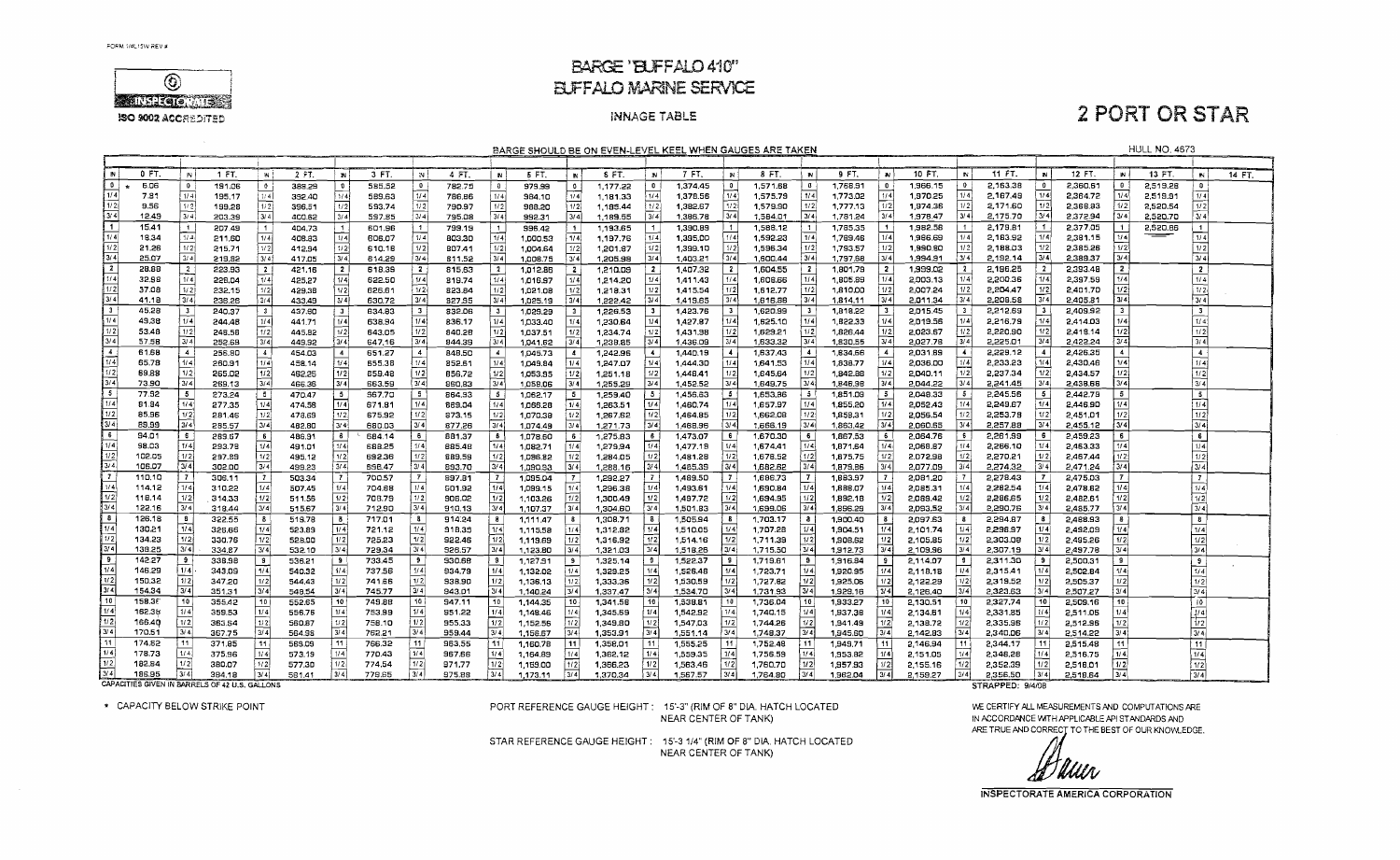FORM ... REV #

INSPECTORATE

ISO 9002 ACCREDITED

# BARGE "BUFFALO 410"
# BUFFALO MARINE SERVICE

INNAGE TABLE

# 2 PORT OR STAR

BARGE SHOULD BE ON EVEN-LEVEL KEEL WHEN GAUGES ARE TAKEN

HULL NO. 4673

| IN | 0 FT. | IN | 1 FT. | IN | 2 FT. | IN | 3 FT. | IN | 4 FT. | IN | 5 FT. | IN | 6 FT. | IN | 7 FT. | IN | 8 FT. | IN | 9 FT. | IN | 10 FT. | IN | 11 FT. | IN | 12 FT. | IN | 13 FT. | IN | 14 FT. |
|---|---|---|---|---|---|---|---|---|---|---|---|---|---|---|---|---|---|---|---|---|---|---|---|---|---|---|---|---|---|
| 0 | * 6.06 | 0 | 191.06 | 0 | 388.29 | 0 | 585.52 | 0 | 782.75 | 0 | 979.98 | 0 | 1,177.22 | 0 | 1,374.45 | 0 | 1,571.68 | 0 | 1,768.91 | 0 | 1,966.15 | 0 | 2,163.38 | 0 | 2,360.61 | 0 | 2,519.28 | 0 | |
| 1/4 | 7.91 | 1/4 | 195.17 | 1/4 | 392.40 | 1/4 | 589.63 | 1/4 | 786.86 | 1/4 | 984.10 | 1/4 | 1,181.33 | 1/4 | 1,378.56 | 1/4 | 1,575.79 | 1/4 | 1,773.02 | 1/4 | 1,970.25 | 1/4 | 2,167.49 | 1/4 | 2,364.72 | 1/4 | 2,519.91 | 1/4 | |
| 1/2 | 9.56 | 1/2 | 199.28 | 1/2 | 396.51 | 1/2 | 593.74 | 1/2 | 790.97 | 1/2 | 988.20 | 1/2 | 1,185.44 | 1/2 | 1,382.67 | 1/2 | 1,579.90 | 1/2 | 1,777.13 | 1/2 | 1,974.36 | 1/2 | 2,171.60 | 1/2 | 2,368.83 | 1/2 | 2,520.54 | 1/2 | |
| 3/4 | 12.49 | 3/4 | 203.39 | 3/4 | 400.62 | 3/4 | 597.85 | 3/4 | 795.08 | 3/4 | 992.31 | 3/4 | 1,189.55 | 3/4 | 1,386.78 | 3/4 | 1,584.01 | 3/4 | 1,781.24 | 3/4 | 1,978.47 | 3/4 | 2,175.70 | 3/4 | 2,372.94 | 3/4 | 2,520.70 | 3/4 | |
| 1 | 15.41 | 1 | 207.49 | 1 | 404.73 | 1 | 601.96 | 1 | 799.19 | 1 | 996.42 | 1 | 1,193.65 | 1 | 1,390.89 | 1 | 1,588.12 | 1 | 1,785.35 | 1 | 1,982.58 | 1 | 2,179.81 | 1 | 2,377.05 | 1 | 2,520.86 | 1 | |
| 1/4 | 18.34 | 1/4 | 211.60 | 1/4 | 408.83 | 1/4 | 606.07 | 1/4 | 803.30 | 1/4 | 1,000.53 | 1/4 | 1,197.76 | 1/4 | 1,395.00 | 1/4 | 1,592.23 | 1/4 | 1,789.46 | 1/4 | 1,986.69 | 1/4 | 2,183.92 | 1/4 | 2,381.15 | 1/4 | | 1/4 | |
| 1/2 | 21.26 | 1/2 | 215.71 | 1/2 | 412.94 | 1/2 | 610.18 | 1/2 | 807.41 | 1/2 | 1,004.64 | 1/2 | 1,201.87 | 1/2 | 1,399.10 | 1/2 | 1,596.34 | 1/2 | 1,793.57 | 1/2 | 1,990.80 | 1/2 | 2,188.03 | 1/2 | 2,385.26 | 1/2 | | 1/2 | |
| 3/4 | 25.07 | 3/4 | 219.82 | 3/4 | 417.05 | 3/4 | 614.29 | 3/4 | 811.52 | 3/4 | 1,008.75 | 3/4 | 1,205.98 | 3/4 | 1,403.21 | 3/4 | 1,600.44 | 3/4 | 1,797.68 | 3/4 | 1,994.91 | 3/4 | 2,192.14 | 3/4 | 2,389.37 | 3/4 | | 3/4 | |
| 2 | 28.88 | 2 | 223.93 | 2 | 421.16 | 2 | 618.39 | 2 | 815.63 | 2 | 1,012.86 | 2 | 1,210.09 | 2 | 1,407.32 | 2 | 1,604.55 | 2 | 1,801.79 | 2 | 1,999.02 | 2 | 2,196.25 | 2 | 2,393.48 | 2 | | 2 | |
| 1/4 | 32.98 | 1/4 | 228.04 | 1/4 | 425.27 | 1/4 | 622.50 | 1/4 | 819.74 | 1/4 | 1,016.97 | 1/4 | 1,214.20 | 1/4 | 1,411.43 | 1/4 | 1,608.66 | 1/4 | 1,805.89 | 1/4 | 2,003.13 | 1/4 | 2,200.36 | 1/4 | 2,397.59 | 1/4 | | 1/4 | |
| 1/2 | 37.08 | 1/2 | 232.15 | 1/2 | 429.38 | 1/2 | 626.61 | 1/2 | 823.84 | 1/2 | 1,021.08 | 1/2 | 1,218.31 | 1/2 | 1,415.54 | 1/2 | 1,612.77 | 1/2 | 1,810.00 | 1/2 | 2,007.24 | 1/2 | 2,204.47 | 1/2 | 2,401.70 | 1/2 | | 1/2 | |
| 3/4 | 41.18 | 3/4 | 236.26 | 3/4 | 433.49 | 3/4 | 630.72 | 3/4 | 827.95 | 3/4 | 1,025.19 | 3/4 | 1,222.42 | 3/4 | 1,419.65 | 3/4 | 1,616.88 | 3/4 | 1,814.11 | 3/4 | 2,011.34 | 3/4 | 2,208.58 | 3/4 | 2,405.81 | 3/4 | | 3/4 | |
| 3 | 45.28 | 3 | 240.37 | 3 | 437.60 | 3 | 634.83 | 3 | 832.06 | 3 | 1,029.29 | 3 | 1,226.53 | 3 | 1,423.76 | 3 | 1,620.99 | 3 | 1,818.22 | 3 | 2,015.45 | 3 | 2,212.69 | 3 | 2,409.92 | 3 | | 3 | |
| 1/4 | 49.38 | 1/4 | 244.48 | 1/4 | 441.71 | 1/4 | 638.94 | 1/4 | 836.17 | 1/4 | 1,033.40 | 1/4 | 1,230.64 | 1/4 | 1,427.87 | 1/4 | 1,625.10 | 1/4 | 1,822.33 | 1/4 | 2,019.56 | 1/4 | 2,216.79 | 1/4 | 2,414.03 | 1/4 | | 1/4 | |
| 1/2 | 53.48 | 1/2 | 248.58 | 1/2 | 445.82 | 1/2 | 643.05 | 1/2 | 840.28 | 1/2 | 1,037.51 | 1/2 | 1,234.74 | 1/2 | 1,431.98 | 1/2 | 1,629.21 | 1/2 | 1,826.44 | 1/2 | 2,023.67 | 1/2 | 2,220.90 | 1/2 | 2,418.14 | 1/2 | | 1/2 | |
| 3/4 | 57.58 | 3/4 | 252.69 | 3/4 | 449.92 | 3/4 | 647.16 | 3/4 | 844.39 | 3/4 | 1,041.62 | 3/4 | 1,238.85 | 3/4 | 1,436.09 | 3/4 | 1,633.32 | 3/4 | 1,830.55 | 3/4 | 2,027.78 | 3/4 | 2,225.01 | 3/4 | 2,422.24 | 3/4 | | 3/4 | |
| 4 | 61.68 | 4 | 256.80 | 4 | 454.03 | 4 | 651.27 | 4 | 848.50 | 4 | 1,045.73 | 4 | 1,242.96 | 4 | 1,440.19 | 4 | 1,637.43 | 4 | 1,834.66 | 4 | 2,031.89 | 4 | 2,229.12 | 4 | 2,426.35 | 4 | | 4 | |
| 1/4 | 65.78 | 1/4 | 260.91 | 1/4 | 458.14 | 1/4 | 655.38 | 1/4 | 852.61 | 1/4 | 1,049.84 | 1/4 | 1,247.07 | 1/4 | 1,444.30 | 1/4 | 1,641.53 | 1/4 | 1,838.77 | 1/4 | 2,036.00 | 1/4 | 2,233.23 | 1/4 | 2,430.46 | 1/4 | | 1/4 | |
| 1/2 | 69.88 | 1/2 | 265.02 | 1/2 | 462.25 | 1/2 | 659.48 | 1/2 | 856.72 | 1/2 | 1,053.95 | 1/2 | 1,251.18 | 1/2 | 1,448.41 | 1/2 | 1,645.64 | 1/2 | 1,842.88 | 1/2 | 2,040.11 | 1/2 | 2,237.34 | 1/2 | 2,434.57 | 1/2 | | 1/2 | |
| 3/4 | 73.90 | 3/4 | 269.13 | 3/4 | 466.36 | 3/4 | 663.59 | 3/4 | 860.83 | 3/4 | 1,058.06 | 3/4 | 1,255.29 | 3/4 | 1,452.52 | 3/4 | 1,649.75 | 3/4 | 1,846.98 | 3/4 | 2,044.22 | 3/4 | 2,241.45 | 3/4 | 2,438.68 | 3/4 | | 3/4 | |
| 5 | 77.92 | 5 | 273.24 | 5 | 470.47 | 5 | 667.70 | 5 | 864.93 | 5 | 1,062.17 | 5 | 1,259.40 | 5 | 1,456.63 | 5 | 1,653.86 | 5 | 1,851.09 | 5 | 2,048.33 | 5 | 2,245.56 | 5 | 2,442.79 | 5 | | 5 | |
| 1/4 | 81.94 | 1/4 | 277.35 | 1/4 | 474.58 | 1/4 | 671.81 | 1/4 | 869.04 | 1/4 | 1,066.28 | 1/4 | 1,263.51 | 1/4 | 1,460.74 | 1/4 | 1,657.97 | 1/4 | 1,855.20 | 1/4 | 2,052.43 | 1/4 | 2,249.67 | 1/4 | 2,446.90 | 1/4 | | 1/4 | |
| 1/2 | 85.96 | 1/2 | 281.46 | 1/2 | 478.69 | 1/2 | 675.92 | 1/2 | 873.15 | 1/2 | 1,070.38 | 1/2 | 1,267.62 | 1/2 | 1,464.85 | 1/2 | 1,662.08 | 1/2 | 1,859.31 | 1/2 | 2,056.54 | 1/2 | 2,253.78 | 1/2 | 2,451.01 | 1/2 | | 1/2 | |
| 3/4 | 89.99 | 3/4 | 285.57 | 3/4 | 482.80 | 3/4 | 680.03 | 3/4 | 877.26 | 3/4 | 1,074.49 | 3/4 | 1,271.73 | 3/4 | 1,468.96 | 3/4 | 1,666.19 | 3/4 | 1,863.42 | 3/4 | 2,060.65 | 3/4 | 2,257.88 | 3/4 | 2,455.12 | 3/4 | | 3/4 | |
| 6 | 94.01 | 6 | 289.67 | 6 | 486.91 | 6 | 684.14 | 6 | 881.37 | 6 | 1,078.60 | 6 | 1,275.83 | 6 | 1,473.07 | 6 | 1,670.30 | 6 | 1,867.53 | 6 | 2,064.76 | 6 | 2,261.99 | 6 | 2,459.23 | 6 | | 6 | |
| 1/4 | 98.03 | 1/4 | 293.78 | 1/4 | 491.01 | 1/4 | 688.25 | 1/4 | 885.48 | 1/4 | 1,082.71 | 1/4 | 1,279.94 | 1/4 | 1,477.18 | 1/4 | 1,674.41 | 1/4 | 1,871.64 | 1/4 | 2,068.87 | 1/4 | 2,266.10 | 1/4 | 2,463.33 | 1/4 | | 1/4 | |
| 1/2 | 102.05 | 1/2 | 297.89 | 1/2 | 495.12 | 1/2 | 692.36 | 1/2 | 889.59 | 1/2 | 1,086.82 | 1/2 | 1,284.05 | 1/2 | 1,481.28 | 1/2 | 1,678.52 | 1/2 | 1,875.75 | 1/2 | 2,072.98 | 1/2 | 2,270.21 | 1/2 | 2,467.44 | 1/2 | | 1/2 | |
| 3/4 | 106.07 | 3/4 | 302.00 | 3/4 | 499.23 | 3/4 | 696.47 | 3/4 | 893.70 | 3/4 | 1,090.93 | 3/4 | 1,288.16 | 3/4 | 1,485.39 | 3/4 | 1,682.62 | 3/4 | 1,879.86 | 3/4 | 2,077.09 | 3/4 | 2,274.32 | 3/4 | 2,471.24 | 3/4 | | 3/4 | |
| 7 | 110.10 | 7 | 306.11 | 7 | 503.34 | 7 | 700.57 | 7 | 897.81 | 7 | 1,095.04 | 7 | 1,292.27 | 7 | 1,489.50 | 7 | 1,686.73 | 7 | 1,883.97 | 7 | 2,081.20 | 7 | 2,278.43 | 7 | 2,475.03 | 7 | | 7 | |
| 1/4 | 114.12 | 1/4 | 310.22 | 1/4 | 507.45 | 1/4 | 704.68 | 1/4 | 901.92 | 1/4 | 1,099.15 | 1/4 | 1,296.38 | 1/4 | 1,493.61 | 1/4 | 1,690.84 | 1/4 | 1,888.07 | 1/4 | 2,085.31 | 1/4 | 2,282.54 | 1/4 | 2,478.82 | 1/4 | | 1/4 | |
| 1/2 | 118.14 | 1/2 | 314.33 | 1/2 | 511.56 | 1/2 | 708.79 | 1/2 | 906.02 | 1/2 | 1,103.26 | 1/2 | 1,300.49 | 1/2 | 1,497.72 | 1/2 | 1,694.95 | 1/2 | 1,892.18 | 1/2 | 2,089.42 | 1/2 | 2,286.65 | 1/2 | 2,482.61 | 1/2 | | 1/2 | |
| 3/4 | 122.16 | 3/4 | 318.44 | 3/4 | 515.67 | 3/4 | 712.90 | 3/4 | 910.13 | 3/4 | 1,107.37 | 3/4 | 1,304.60 | 3/4 | 1,501.83 | 3/4 | 1,699.06 | 3/4 | 1,896.29 | 3/4 | 2,093.52 | 3/4 | 2,290.76 | 3/4 | 2,485.77 | 3/4 | | 3/4 | |
| 8 | 126.18 | 8 | 322.55 | 8 | 519.78 | 8 | 717.01 | 8 | 914.24 | 8 | 1,111.47 | 8 | 1,308.71 | 8 | 1,505.94 | 8 | 1,703.17 | 8 | 1,900.40 | 8 | 2,097.63 | 8 | 2,294.87 | 8 | 2,488.93 | 8 | | 8 | |
| 1/4 | 130.21 | 1/4 | 326.66 | 1/4 | 523.89 | 1/4 | 721.12 | 1/4 | 918.35 | 1/4 | 1,115.58 | 1/4 | 1,312.82 | 1/4 | 1,510.05 | 1/4 | 1,707.28 | 1/4 | 1,904.51 | 1/4 | 2,101.74 | 1/4 | 2,298.97 | 1/4 | 2,492.09 | 1/4 | | 1/4 | |
| 1/2 | 134.23 | 1/2 | 330.76 | 1/2 | 528.00 | 1/2 | 725.23 | 1/2 | 922.46 | 1/2 | 1,119.69 | 1/2 | 1,316.92 | 1/2 | 1,514.16 | 1/2 | 1,711.39 | 1/2 | 1,908.62 | 1/2 | 2,105.85 | 1/2 | 2,303.08 | 1/2 | 2,495.26 | 1/2 | | 1/2 | |
| 3/4 | 138.25 | 3/4 | 334.87 | 3/4 | 532.10 | 3/4 | 729.34 | 3/4 | 926.57 | 3/4 | 1,123.80 | 3/4 | 1,321.03 | 3/4 | 1,518.26 | 3/4 | 1,715.50 | 3/4 | 1,912.73 | 3/4 | 2,109.96 | 3/4 | 2,307.19 | 3/4 | 2,497.78 | 3/4 | | 3/4 | |
| 9 | 142.27 | 9 | 338.98 | 9 | 536.21 | 9 | 733.45 | 9 | 930.68 | 9 | 1,127.91 | 9 | 1,325.14 | 9 | 1,522.37 | 9 | 1,719.61 | 9 | 1,916.84 | 9 | 2,114.07 | 9 | 2,311.30 | 9 | 2,500.31 | 9 | | 9 | |
| 1/4 | 146.29 | 1/4 | 343.09 | 1/4 | 540.32 | 1/4 | 737.56 | 1/4 | 934.79 | 1/4 | 1,132.02 | 1/4 | 1,329.25 | 1/4 | 1,526.48 | 1/4 | 1,723.71 | 1/4 | 1,920.95 | 1/4 | 2,118.18 | 1/4 | 2,315.41 | 1/4 | 2,502.84 | 1/4 | | 1/4 | |
| 1/2 | 150.32 | 1/2 | 347.20 | 1/2 | 544.43 | 1/2 | 741.66 | 1/2 | 938.90 | 1/2 | 1,136.13 | 1/2 | 1,333.36 | 1/2 | 1,530.59 | 1/2 | 1,727.82 | 1/2 | 1,925.06 | 1/2 | 2,122.29 | 1/2 | 2,319.52 | 1/2 | 2,505.37 | 1/2 | | 1/2 | |
| 3/4 | 154.34 | 3/4 | 351.31 | 3/4 | 548.54 | 3/4 | 745.77 | 3/4 | 943.01 | 3/4 | 1,140.24 | 3/4 | 1,337.47 | 3/4 | 1,534.70 | 3/4 | 1,731.93 | 3/4 | 1,929.16 | 3/4 | 2,126.40 | 3/4 | 2,323.63 | 3/4 | 2,507.27 | 3/4 | | 3/4 | |
| 10 | 158.37 | 10 | 355.42 | 10 | 552.65 | 10 | 749.88 | 10 | 947.11 | 10 | 1,144.35 | 10 | 1,341.58 | 10 | 1,538.81 | 10 | 1,736.04 | 10 | 1,933.27 | 10 | 2,130.51 | 10 | 2,327.74 | 10 | 2,509.16 | 10 | | 10 | |
| 1/4 | 162.39 | 1/4 | 359.53 | 1/4 | 556.76 | 1/4 | 753.99 | 1/4 | 951.22 | 1/4 | 1,148.46 | 1/4 | 1,345.69 | 1/4 | 1,542.92 | 1/4 | 1,740.15 | 1/4 | 1,937.38 | 1/4 | 2,134.61 | 1/4 | 2,331.85 | 1/4 | 2,511.05 | 1/4 | | 1/4 | |
| 1/2 | 166.40 | 1/2 | 363.64 | 1/2 | 560.87 | 1/2 | 758.10 | 1/2 | 955.33 | 1/2 | 1,152.56 | 1/2 | 1,349.80 | 1/2 | 1,547.03 | 1/2 | 1,744.26 | 1/2 | 1,941.49 | 1/2 | 2,138.72 | 1/2 | 2,335.96 | 1/2 | 2,512.95 | 1/2 | | 1/2 | |
| 3/4 | 170.51 | 3/4 | 367.75 | 3/4 | 564.98 | 3/4 | 762.21 | 3/4 | 959.44 | 3/4 | 1,156.67 | 3/4 | 1,353.91 | 3/4 | 1,551.14 | 3/4 | 1,748.37 | 3/4 | 1,945.60 | 3/4 | 2,142.83 | 3/4 | 2,340.06 | 3/4 | 2,514.22 | 3/4 | | 3/4 | |
| 11 | 174.62 | 11 | 371.85 | 11 | 569.09 | 11 | 766.32 | 11 | 963.55 | 11 | 1,160.78 | 11 | 1,358.01 | 11 | 1,555.25 | 11 | 1,752.48 | 11 | 1,949.71 | 11 | 2,146.94 | 11 | 2,344.17 | 11 | 2,515.48 | 11 | | 11 | |
| 1/4 | 178.73 | 1/4 | 375.96 | 1/4 | 573.19 | 1/4 | 770.43 | 1/4 | 967.66 | 1/4 | 1,164.89 | 1/4 | 1,362.12 | 1/4 | 1,559.35 | 1/4 | 1,756.59 | 1/4 | 1,953.82 | 1/4 | 2,151.05 | 1/4 | 2,348.28 | 1/4 | 2,516.75 | 1/4 | | 1/4 | |
| 1/2 | 182.84 | 1/2 | 380.07 | 1/2 | 577.30 | 1/2 | 774.54 | 1/2 | 971.77 | 1/2 | 1,169.00 | 1/2 | 1,366.23 | 1/2 | 1,563.46 | 1/2 | 1,760.70 | 1/2 | 1,957.93 | 1/2 | 2,155.16 | 1/2 | 2,352.39 | 1/2 | 2,518.01 | 1/2 | | 1/2 | |
| 3/4 | 186.95 | 3/4 | 384.18 | 3/4 | 581.41 | 3/4 | 779.65 | 3/4 | 975.88 | 3/4 | 1,173.11 | 3/4 | 1,370.34 | 3/4 | 1,567.57 | 3/4 | 1,764.80 | 3/4 | 1,962.04 | 3/4 | 2,159.27 | 3/4 | 2,356.50 | 3/4 | 2,518.64 | 3/4 | | 3/4 | |

CAPACITIES GIVEN IN BARRELS OF 42 U.S. GALLONS

STRAPPED: 9/4/08

\* CAPACITY BELOW STRIKE POINT

PORT REFERENCE GAUGE HEIGHT : 15'-3" (RIM OF 8" DIA. HATCH LOCATED NEAR CENTER OF TANK)

STAR REFERENCE GAUGE HEIGHT : 15'-3 1/4" (RIM OF 8" DIA. HATCH LOCATED NEAR CENTER OF TANK)

WE CERTIFY ALL MEASUREMENTS AND COMPUTATIONS ARE IN ACCORDANCE WITH APPLICABLE API STANDARDS AND ARE TRUE AND CORRECT TO THE BEST OF OUR KNOWLEDGE.

INSPECTORATE AMERICA CORPORATION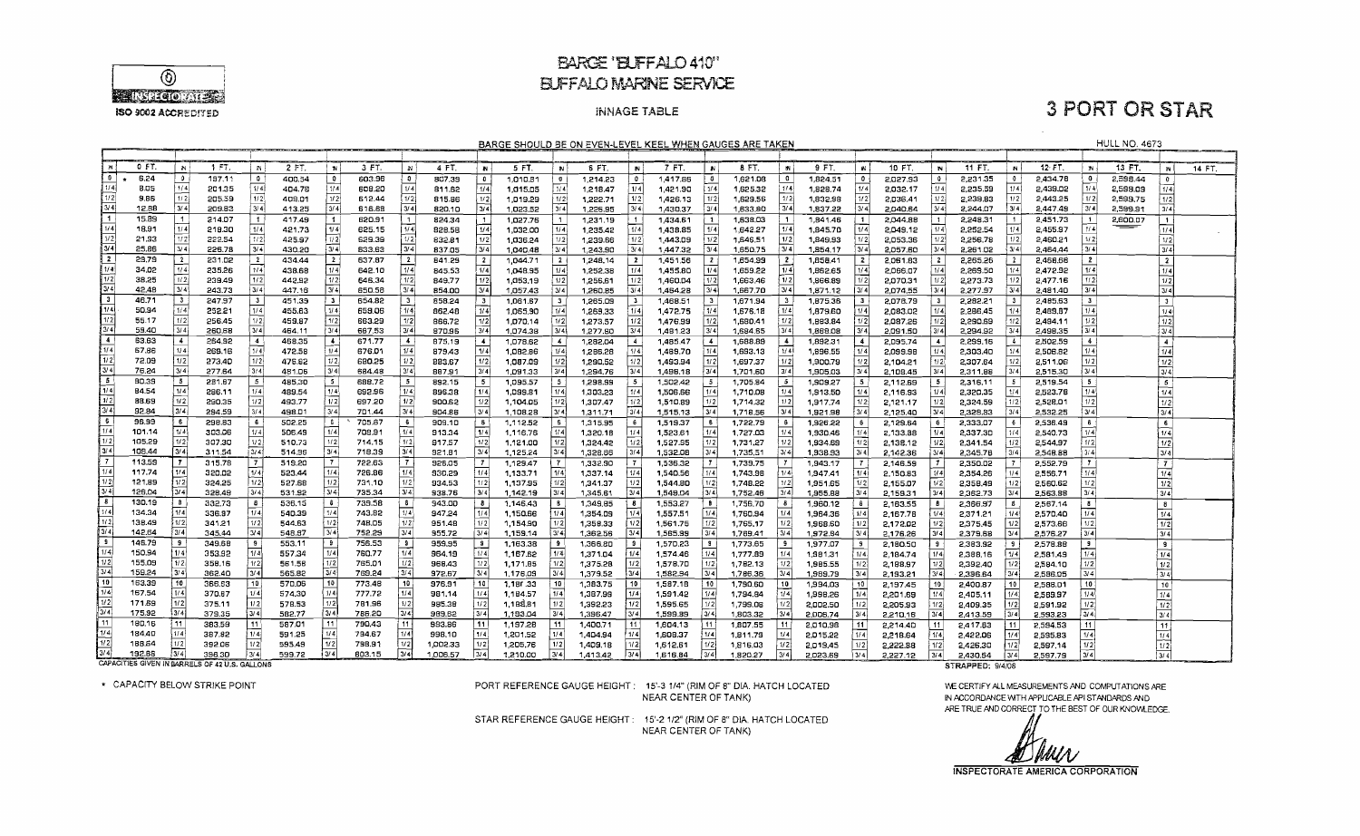# BARGE "BUFFALO 410"
# BUFFALO MARINE SERVICE

INSPECTORATE

ISO 9002 ACCREDITED

INNAGE TABLE

## 3 PORT OR STAR

BARGE SHOULD BE ON EVEN-LEVEL KEEL WHEN GAUGES ARE TAKEN

HULL NO. 4673

| IN | 0 FT. | IN | 1 FT. | IN | 2 FT. | IN | 3 FT. | IN | 4 FT. | IN | 5 FT. | IN | 6 FT. | IN | 7 FT. | IN | 8 FT. | IN | 9 FT. | IN | 10 FT. | IN | 11 FT. | IN | 12 FT. | IN | 13 FT. | IN | 14 FT. |
|---|---|---|---|---|---|---|---|---|---|---|---|---|---|---|---|---|---|---|---|---|---|---|---|---|---|---|---|---|---|
| 0 | * 6.24 | 0 | 197.11 | 0 | 400.54 | 0 | 603.96 | 0 | 807.39 | 0 | 1,010.81 | 0 | 1,214.23 | 0 | 1,417.66 | 0 | 1,621.08 | 0 | 1,824.51 | 0 | 2,027.93 | 0 | 2,231.35 | 0 | 2,434.78 | 0 | 2,598.44 | 0 | |
| 1/4 | 9.05 | 1/4 | 201.25 | 1/4 | 404.78 | 1/4 | 608.20 | 1/4 | 811.62 | 1/4 | 1,015.05 | 1/4 | 1,218.47 | 1/4 | 1,421.90 | 1/4 | 1,625.32 | 1/4 | 1,828.74 | 1/4 | 2,032.17 | 1/4 | 2,235.59 | 1/4 | 2,439.02 | 1/4 | 2,599.09 | 1/4 | |
| 1/2 | 9.86 | 1/2 | 205.59 | 1/2 | 409.01 | 1/2 | 612.44 | 1/2 | 815.86 | 1/2 | 1,019.29 | 1/2 | 1,222.71 | 1/2 | 1,426.13 | 1/2 | 1,629.56 | 1/2 | 1,832.98 | 1/2 | 2,036.41 | 1/2 | 2,239.83 | 1/2 | 2,443.25 | 1/2 | 2,599.75 | 1/2 | |
| 3/4 | 12.58 | 3/4 | 209.83 | 3/4 | 413.25 | 3/4 | 616.68 | 3/4 | 820.10 | 3/4 | 1,023.52 | 3/4 | 1,226.95 | 3/4 | 1,430.37 | 3/4 | 1,633.80 | 3/4 | 1,837.22 | 3/4 | 2,040.64 | 3/4 | 2,244.07 | 3/4 | 2,447.49 | 3/4 | 2,599.91 | 3/4 | |
| 1 | 15.39 | 1 | 214.07 | 1 | 417.49 | 1 | 620.91 | 1 | 824.34 | 1 | 1,027.76 | 1 | 1,231.19 | 1 | 1,434.61 | 1 | 1,638.03 | 1 | 1,841.46 | 1 | 2,044.88 | 1 | 2,248.31 | 1 | 2,451.73 | 1 | 2,600.07 | 1 | |
| 1/4 | 18.91 | 1/4 | 218.30 | 1/4 | 421.73 | 1/4 | 625.15 | 1/4 | 828.58 | 1/4 | 1,032.00 | 1/4 | 1,235.42 | 1/4 | 1,438.85 | 1/4 | 1,642.27 | 1/4 | 1,845.70 | 1/4 | 2,049.12 | 1/4 | 2,252.54 | 1/4 | 2,455.97 | 1/4 | | 1/4 | |
| 1/2 | 21.93 | 1/2 | 222.54 | 1/2 | 425.97 | 1/2 | 629.39 | 1/2 | 832.81 | 1/2 | 1,036.24 | 1/2 | 1,239.66 | 1/2 | 1,443.09 | 1/2 | 1,646.51 | 1/2 | 1,849.93 | 1/2 | 2,053.36 | 1/2 | 2,256.78 | 1/2 | 2,460.21 | 1/2 | | 1/2 | |
| 3/4 | 25.86 | 3/4 | 226.78 | 3/4 | 430.20 | 3/4 | 633.63 | 3/4 | 837.05 | 3/4 | 1,040.48 | 3/4 | 1,243.90 | 3/4 | 1,447.32 | 3/4 | 1,650.75 | 3/4 | 1,854.17 | 3/4 | 2,057.60 | 3/4 | 2,261.02 | 3/4 | 2,464.44 | 3/4 | | 3/4 | |
| 2 | 29.79 | 2 | 231.02 | 2 | 434.44 | 2 | 637.87 | 2 | 841.29 | 2 | 1,044.71 | 2 | 1,248.14 | 2 | 1,451.56 | 2 | 1,654.99 | 2 | 1,858.41 | 2 | 2,061.83 | 2 | 2,265.26 | 2 | 2,468.68 | 2 | | 2 | |
| 1/4 | 34.02 | 1/4 | 235.26 | 1/4 | 438.68 | 1/4 | 642.10 | 1/4 | 845.53 | 1/4 | 1,048.95 | 1/4 | 1,252.38 | 1/4 | 1,455.80 | 1/4 | 1,659.22 | 1/4 | 1,862.65 | 1/4 | 2,066.07 | 1/4 | 2,269.50 | 1/4 | 2,472.92 | 1/4 | | 1/4 | |
| 1/2 | 38.25 | 1/2 | 239.49 | 1/2 | 442.92 | 1/2 | 646.34 | 1/2 | 849.77 | 1/2 | 1,053.19 | 1/2 | 1,256.61 | 1/2 | 1,460.04 | 1/2 | 1,663.46 | 1/2 | 1,866.89 | 1/2 | 2,070.31 | 1/2 | 2,273.73 | 1/2 | 2,477.16 | 1/2 | | 1/2 | |
| 3/4 | 42.48 | 3/4 | 243.73 | 3/4 | 447.16 | 3/4 | 650.58 | 3/4 | 854.00 | 3/4 | 1,057.43 | 3/4 | 1,260.85 | 3/4 | 1,464.28 | 3/4 | 1,667.70 | 3/4 | 1,871.12 | 3/4 | 2,074.55 | 3/4 | 2,277.97 | 3/4 | 2,481.40 | 3/4 | | 3/4 | |
| 3 | 46.71 | 3 | 247.97 | 3 | 451.39 | 3 | 654.82 | 3 | 858.24 | 3 | 1,061.67 | 3 | 1,265.09 | 3 | 1,468.51 | 3 | 1,671.94 | 3 | 1,875.36 | 3 | 2,078.79 | 3 | 2,282.21 | 3 | 2,485.63 | 3 | | 3 | |
| 1/4 | 50.94 | 1/4 | 252.21 | 1/4 | 455.63 | 1/4 | 659.06 | 1/4 | 862.48 | 1/4 | 1,065.90 | 1/4 | 1,269.33 | 1/4 | 1,472.75 | 1/4 | 1,676.18 | 1/4 | 1,879.60 | 1/4 | 2,083.02 | 1/4 | 2,286.45 | 1/4 | 2,489.87 | 1/4 | | 1/4 | |
| 1/2 | 55.17 | 1/2 | 256.45 | 1/2 | 459.87 | 1/2 | 663.29 | 1/2 | 866.72 | 1/2 | 1,070.14 | 1/2 | 1,273.57 | 1/2 | 1,476.99 | 1/2 | 1,680.41 | 1/2 | 1,883.84 | 1/2 | 2,087.26 | 1/2 | 2,290.69 | 1/2 | 2,494.11 | 1/2 | | 1/2 | |
| 3/4 | 59.40 | 3/4 | 260.68 | 3/4 | 464.11 | 3/4 | 667.53 | 3/4 | 870.96 | 3/4 | 1,074.38 | 3/4 | 1,277.80 | 3/4 | 1,481.23 | 3/4 | 1,684.65 | 3/4 | 1,888.08 | 3/4 | 2,091.50 | 3/4 | 2,294.92 | 3/4 | 2,498.35 | 3/4 | | 3/4 | |
| 4 | 63.63 | 4 | 264.92 | 4 | 468.35 | 4 | 671.77 | 4 | 875.19 | 4 | 1,078.62 | 4 | 1,282.04 | 4 | 1,485.47 | 4 | 1,688.89 | 4 | 1,892.31 | 4 | 2,095.74 | 4 | 2,299.16 | 4 | 2,502.59 | 4 | | 4 | |
| 1/4 | 67.86 | 1/4 | 269.16 | 1/4 | 472.58 | 1/4 | 676.01 | 1/4 | 879.43 | 1/4 | 1,082.86 | 1/4 | 1,286.28 | 1/4 | 1,489.70 | 1/4 | 1,693.13 | 1/4 | 1,896.55 | 1/4 | 2,099.98 | 1/4 | 2,303.40 | 1/4 | 2,506.82 | 1/4 | | 1/4 | |
| 1/2 | 72.09 | 1/2 | 273.40 | 1/2 | 476.82 | 1/2 | 680.25 | 1/2 | 883.67 | 1/2 | 1,087.09 | 1/2 | 1,290.52 | 1/2 | 1,493.94 | 1/2 | 1,697.37 | 1/2 | 1,900.79 | 1/2 | 2,104.21 | 1/2 | 2,307.64 | 1/2 | 2,511.06 | 1/2 | | 1/2 | |
| 3/4 | 76.24 | 3/4 | 277.64 | 3/4 | 481.06 | 3/4 | 684.48 | 3/4 | 887.91 | 3/4 | 1,091.33 | 3/4 | 1,294.76 | 3/4 | 1,498.18 | 3/4 | 1,701.60 | 3/4 | 1,905.03 | 3/4 | 2,108.45 | 3/4 | 2,311.88 | 3/4 | 2,515.30 | 3/4 | | 3/4 | |
| 5 | 80.39 | 5 | 281.87 | 5 | 485.30 | 5 | 688.72 | 5 | 892.15 | 5 | 1,095.57 | 5 | 1,298.99 | 5 | 1,502.42 | 5 | 1,705.84 | 5 | 1,909.27 | 5 | 2,112.69 | 5 | 2,316.11 | 5 | 2,519.54 | 5 | | 5 | |
| 1/4 | 84.54 | 1/4 | 286.11 | 1/4 | 489.54 | 1/4 | 692.96 | 1/4 | 896.38 | 1/4 | 1,099.81 | 1/4 | 1,303.23 | 1/4 | 1,506.66 | 1/4 | 1,710.08 | 1/4 | 1,913.50 | 1/4 | 2,116.93 | 1/4 | 2,320.35 | 1/4 | 2,523.78 | 1/4 | | 1/4 | |
| 1/2 | 88.69 | 1/2 | 290.35 | 1/2 | 493.77 | 1/2 | 697.20 | 1/2 | 900.62 | 1/2 | 1,104.05 | 1/2 | 1,307.47 | 1/2 | 1,510.89 | 1/2 | 1,714.32 | 1/2 | 1,917.74 | 1/2 | 2,121.17 | 1/2 | 2,324.59 | 1/2 | 2,528.01 | 1/2 | | 1/2 | |
| 3/4 | 92.84 | 3/4 | 294.59 | 3/4 | 498.01 | 3/4 | 701.44 | 3/4 | 904.86 | 3/4 | 1,108.28 | 3/4 | 1,311.71 | 3/4 | 1,515.13 | 3/4 | 1,718.56 | 3/4 | 1,921.98 | 3/4 | 2,125.40 | 3/4 | 2,328.83 | 3/4 | 2,532.25 | 3/4 | | 3/4 | |
| 6 | 96.99 | 6 | 298.83 | 6 | 502.25 | 6 | 705.67 | 6 | 909.10 | 6 | 1,112.52 | 6 | 1,315.95 | 6 | 1,519.37 | 6 | 1,722.79 | 6 | 1,926.22 | 6 | 2,129.64 | 6 | 2,333.07 | 6 | 2,536.49 | 6 | | 6 | |
| 1/4 | 101.14 | 1/4 | 303.06 | 1/4 | 506.49 | 1/4 | 709.91 | 1/4 | 913.34 | 1/4 | 1,116.76 | 1/4 | 1,320.18 | 1/4 | 1,523.61 | 1/4 | 1,727.03 | 1/4 | 1,930.46 | 1/4 | 2,133.88 | 1/4 | 2,337.30 | 1/4 | 2,540.73 | 1/4 | | 1/4 | |
| 1/2 | 105.29 | 1/2 | 307.30 | 1/2 | 510.73 | 1/2 | 714.15 | 1/2 | 917.57 | 1/2 | 1,121.00 | 1/2 | 1,324.42 | 1/2 | 1,527.85 | 1/2 | 1,731.27 | 1/2 | 1,934.69 | 1/2 | 2,138.12 | 1/2 | 2,341.54 | 1/2 | 2,544.97 | 1/2 | | 1/2 | |
| 3/4 | 109.44 | 3/4 | 311.54 | 3/4 | 514.96 | 3/4 | 718.39 | 3/4 | 921.81 | 3/4 | 1,125.24 | 3/4 | 1,328.66 | 3/4 | 1,532.08 | 3/4 | 1,735.51 | 3/4 | 1,938.93 | 3/4 | 2,142.36 | 3/4 | 2,345.78 | 3/4 | 2,548.88 | 3/4 | | 3/4 | |
| 7 | 113.59 | 7 | 315.78 | 7 | 519.20 | 7 | 722.63 | 7 | 926.05 | 7 | 1,129.47 | 7 | 1,332.90 | 7 | 1,536.32 | 7 | 1,739.75 | 7 | 1,943.17 | 7 | 2,146.59 | 7 | 2,350.02 | 7 | 2,552.79 | 7 | | 7 | |
| 1/4 | 117.74 | 1/4 | 320.02 | 1/4 | 523.44 | 1/4 | 726.86 | 1/4 | 930.29 | 1/4 | 1,133.71 | 1/4 | 1,337.14 | 1/4 | 1,540.56 | 1/4 | 1,743.98 | 1/4 | 1,947.41 | 1/4 | 2,150.83 | 1/4 | 2,354.26 | 1/4 | 2,556.71 | 1/4 | | 1/4 | |
| 1/2 | 121.89 | 1/2 | 324.25 | 1/2 | 527.68 | 1/2 | 731.10 | 1/2 | 934.53 | 1/2 | 1,137.95 | 1/2 | 1,341.37 | 1/2 | 1,544.80 | 1/2 | 1,748.22 | 1/2 | 1,951.65 | 1/2 | 2,155.07 | 1/2 | 2,358.49 | 1/2 | 2,560.62 | 1/2 | | 1/2 | |
| 3/4 | 126.04 | 3/4 | 328.49 | 3/4 | 531.92 | 3/4 | 735.34 | 3/4 | 938.76 | 3/4 | 1,142.19 | 3/4 | 1,345.61 | 3/4 | 1,549.04 | 3/4 | 1,752.46 | 3/4 | 1,955.88 | 3/4 | 2,159.31 | 3/4 | 2,362.73 | 3/4 | 2,563.98 | 3/4 | | 3/4 | |
| 8 | 130.19 | 8 | 332.73 | 8 | 536.15 | 8 | 739.58 | 8 | 943.00 | 8 | 1,146.43 | 8 | 1,349.85 | 8 | 1,553.27 | 8 | 1,756.70 | 8 | 1,960.12 | 8 | 2,163.55 | 8 | 2,366.97 | 8 | 2,567.14 | 8 | | 8 | |
| 1/4 | 134.34 | 1/4 | 336.97 | 1/4 | 540.39 | 1/4 | 743.82 | 1/4 | 947.24 | 1/4 | 1,150.66 | 1/4 | 1,354.09 | 1/4 | 1,557.51 | 1/4 | 1,760.94 | 1/4 | 1,964.36 | 1/4 | 2,167.78 | 1/4 | 2,371.21 | 1/4 | 2,570.40 | 1/4 | | 1/4 | |
| 1/2 | 138.49 | 1/2 | 341.21 | 1/2 | 544.63 | 1/2 | 748.05 | 1/2 | 951.48 | 1/2 | 1,154.90 | 1/2 | 1,358.33 | 1/2 | 1,561.75 | 1/2 | 1,765.17 | 1/2 | 1,968.60 | 1/2 | 2,172.02 | 1/2 | 2,375.45 | 1/2 | 2,573.66 | 1/2 | | 1/2 | |
| 3/4 | 142.64 | 3/4 | 345.44 | 3/4 | 548.87 | 3/4 | 752.29 | 3/4 | 955.72 | 3/4 | 1,159.14 | 3/4 | 1,362.56 | 3/4 | 1,565.99 | 3/4 | 1,769.41 | 3/4 | 1,972.84 | 3/4 | 2,176.26 | 3/4 | 2,379.68 | 3/4 | 2,576.27 | 3/4 | | 3/4 | |
| 9 | 146.79 | 9 | 349.68 | 9 | 553.11 | 9 | 756.53 | 9 | 959.95 | 9 | 1,163.38 | 9 | 1,366.80 | 9 | 1,570.23 | 9 | 1,773.65 | 9 | 1,977.07 | 9 | 2,180.50 | 9 | 2,383.92 | 9 | 2,578.88 | 9 | | 9 | |
| 1/4 | 150.94 | 1/4 | 353.92 | 1/4 | 557.34 | 1/4 | 760.77 | 1/4 | 964.19 | 1/4 | 1,167.62 | 1/4 | 1,371.04 | 1/4 | 1,574.46 | 1/4 | 1,777.89 | 1/4 | 1,981.31 | 1/4 | 2,184.74 | 1/4 | 2,388.16 | 1/4 | 2,581.49 | 1/4 | | 1/4 | |
| 1/2 | 155.09 | 1/2 | 358.16 | 1/2 | 561.58 | 1/2 | 765.01 | 1/2 | 968.43 | 1/2 | 1,171.85 | 1/2 | 1,375.28 | 1/2 | 1,578.70 | 1/2 | 1,782.13 | 1/2 | 1,985.55 | 1/2 | 2,188.97 | 1/2 | 2,392.40 | 1/2 | 2,584.10 | 1/2 | | 1/2 | |
| 3/4 | 159.24 | 3/4 | 362.40 | 3/4 | 565.82 | 3/4 | 769.24 | 3/4 | 972.67 | 3/4 | 1,176.09 | 3/4 | 1,379.52 | 3/4 | 1,582.94 | 3/4 | 1,786.36 | 3/4 | 1,989.79 | 3/4 | 2,193.21 | 3/4 | 2,396.64 | 3/4 | 2,586.05 | 3/4 | | 3/4 | |
| 10 | 163.39 | 10 | 366.63 | 10 | 570.06 | 10 | 773.48 | 10 | 976.91 | 10 | 1,180.33 | 10 | 1,383.75 | 10 | 1,587.18 | 10 | 1,790.60 | 10 | 1,994.03 | 10 | 2,197.45 | 10 | 2,400.87 | 10 | 2,588.01 | 10 | | 10 | |
| 1/4 | 167.54 | 1/4 | 370.87 | 1/4 | 574.30 | 1/4 | 777.72 | 1/4 | 981.14 | 1/4 | 1,184.57 | 1/4 | 1,387.99 | 1/4 | 1,591.42 | 1/4 | 1,794.84 | 1/4 | 1,998.26 | 1/4 | 2,201.69 | 1/4 | 2,405.11 | 1/4 | 2,589.97 | 1/4 | | 1/4 | |
| 1/2 | 171.69 | 1/2 | 375.11 | 1/2 | 578.53 | 1/2 | 781.96 | 1/2 | 985.38 | 1/2 | 1,188.81 | 1/2 | 1,392.23 | 1/2 | 1,595.65 | 1/2 | 1,799.08 | 1/2 | 2,002.50 | 1/2 | 2,205.93 | 1/2 | 2,409.35 | 1/2 | 2,591.92 | 1/2 | | 1/2 | |
| 3/4 | 175.92 | 3/4 | 379.35 | 3/4 | 582.77 | 3/4 | 786.20 | 3/4 | 989.62 | 3/4 | 1,193.04 | 3/4 | 1,396.47 | 3/4 | 1,599.89 | 3/4 | 1,803.32 | 3/4 | 2,006.74 | 3/4 | 2,210.16 | 3/4 | 2,413.59 | 3/4 | 2,593.23 | 3/4 | | 3/4 | |
| 11 | 180.16 | 11 | 383.59 | 11 | 587.01 | 11 | 790.43 | 11 | 993.86 | 11 | 1,197.28 | 11 | 1,400.71 | 11 | 1,604.13 | 11 | 1,807.55 | 11 | 2,010.98 | 11 | 2,214.40 | 11 | 2,417.83 | 11 | 2,594.53 | 11 | | 11 | |
| 1/4 | 184.40 | 1/4 | 387.82 | 1/4 | 591.25 | 1/4 | 794.67 | 1/4 | 998.10 | 1/4 | 1,201.52 | 1/4 | 1,404.94 | 1/4 | 1,608.37 | 1/4 | 1,811.79 | 1/4 | 2,015.22 | 1/4 | 2,218.64 | 1/4 | 2,422.06 | 1/4 | 2,595.83 | 1/4 | | 1/4 | |
| 1/2 | 188.64 | 1/2 | 392.06 | 1/2 | 595.49 | 1/2 | 798.91 | 1/2 | 1,002.33 | 1/2 | 1,205.76 | 1/2 | 1,409.18 | 1/2 | 1,612.61 | 1/2 | 1,816.03 | 1/2 | 2,019.45 | 1/2 | 2,222.88 | 1/2 | 2,426.30 | 1/2 | 2,597.14 | 1/2 | | 1/2 | |
| 3/4 | 192.88 | 3/4 | 396.30 | 3/4 | 599.72 | 3/4 | 803.15 | 3/4 | 1,006.57 | 3/4 | 1,210.00 | 3/4 | 1,413.42 | 3/4 | 1,616.84 | 3/4 | 1,820.27 | 3/4 | 2,023.69 | 3/4 | 2,227.12 | 3/4 | 2,430.54 | 3/4 | 2,597.79 | 3/4 | | 3/4 | |

CAPACITIES GIVEN IN BARRELS OF 42 U.S. GALLONS

STRAPPED: 9/4/08

* CAPACITY BELOW STRIKE POINT

PORT REFERENCE GAUGE HEIGHT: 15'-3 1/4" (RIM OF 8" DIA. HATCH LOCATED NEAR CENTER OF TANK)

STAR REFERENCE GAUGE HEIGHT: 15'-2 1/2" (RIM OF 8" DIA. HATCH LOCATED NEAR CENTER OF TANK)

WE CERTIFY ALL MEASUREMENTS AND COMPUTATIONS ARE IN ACCORDANCE WITH APPLICABLE API STANDARDS AND ARE TRUE AND CORRECT TO THE BEST OF OUR KNOWLEDGE.

INSPECTORATE AMERICA CORPORATION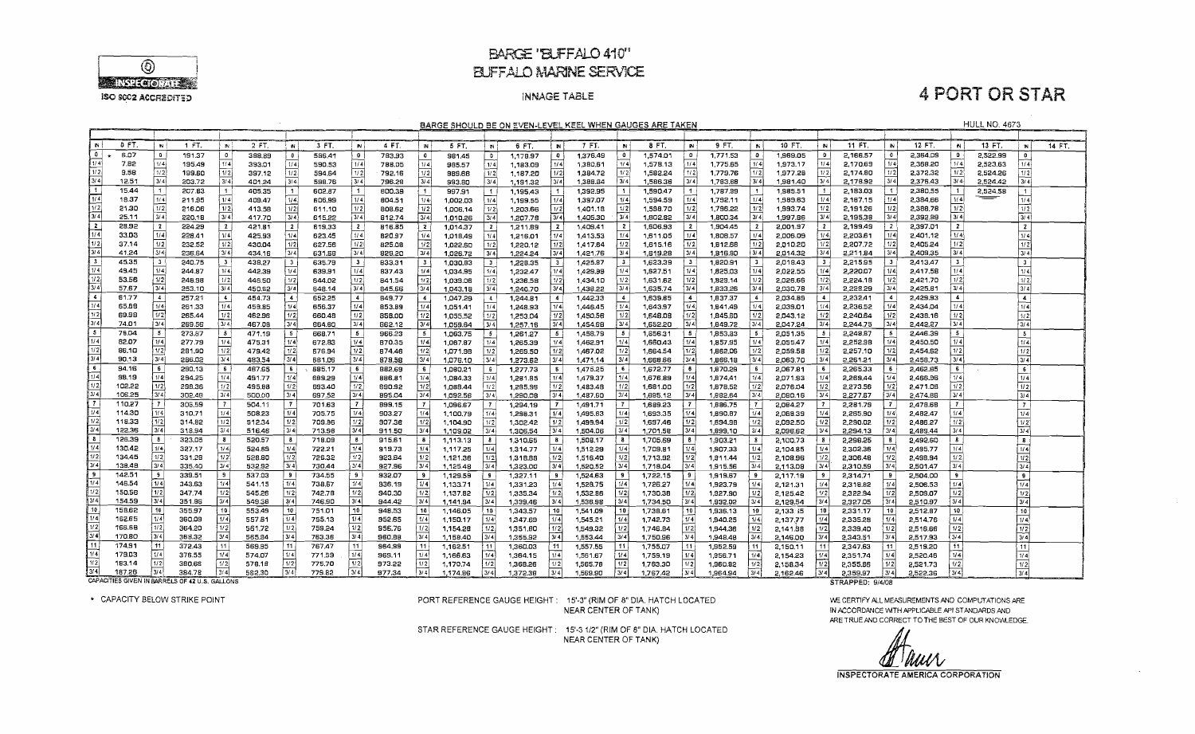# BARGE "BUFFALO 410"
## BUFFALO MARINE SERVICE

INSPECTORATE

ISO 9002 ACCREDITED

INNAGE TABLE

# 4 PORT OR STAR

BARGE SHOULD BE ON EVEN-LEVEL KEEL WHEN GAUGES ARE TAKEN

HULL NO. 4673

| IN | 0 FT. | IN | 1 FT. | IN | 2 FT. | IN | 3 FT. | IN | 4 FT. | IN | 5 FT. | IN | 6 FT. | IN | 7 FT. | IN | 8 FT. | IN | 9 FT. | IN | 10 FT. | IN | 11 FT. | IN | 12 FT. | IN | 13 FT. | IN | 14 FT. |
|---|---|---|---|---|---|---|---|---|---|---|---|---|---|---|---|---|---|---|---|---|---|---|---|---|---|---|---|---|---|
| 0 | * 6.07 | 0 | 191.37 | 0 | 388.89 | 0 | 586.41 | 0 | 783.93 | 0 | 981.45 | 0 | 1,178.97 | 0 | 1,376.49 | 0 | 1,574.01 | 0 | 1,771.53 | 0 | 1,969.05 | 0 | 2,166.57 | 0 | 2,364.09 | 0 | 2,522.99 | 0 | |
| 1/4 | 7.82 | 1/4 | 195.49 | 1/4 | 393.01 | 1/4 | 590.53 | 1/4 | 788.05 | 1/4 | 985.57 | 1/4 | 1,183.09 | 1/4 | 1,380.61 | 1/4 | 1,578.13 | 1/4 | 1,775.65 | 1/4 | 1,973.17 | 1/4 | 2,170.69 | 1/4 | 2,368.20 | 1/4 | 2,523.63 | 1/4 | |
| 1/2 | 9.58 | 1/2 | 199.60 | 1/2 | 397.12 | 1/2 | 594.64 | 1/2 | 792.16 | 1/2 | 989.68 | 1/2 | 1,187.20 | 1/2 | 1,384.72 | 1/2 | 1,582.24 | 1/2 | 1,779.76 | 1/2 | 1,977.28 | 1/2 | 2,174.80 | 1/2 | 2,372.32 | 1/2 | 2,524.26 | 1/2 | |
| 3/4 | 12.51 | 3/4 | 203.72 | 3/4 | 401.24 | 3/4 | 598.76 | 3/4 | 796.28 | 3/4 | 993.80 | 3/4 | 1,191.32 | 3/4 | 1,388.84 | 3/4 | 1,586.36 | 3/4 | 1,783.88 | 3/4 | 1,981.40 | 3/4 | 2,178.92 | 3/4 | 2,376.43 | 3/4 | 2,524.42 | 3/4 | |
| 1 | 15.44 | 1 | 207.83 | 1 | 405.35 | 1 | 602.87 | 1 | 800.38 | 1 | 997.91 | 1 | 1,195.43 | 1 | 1,392.95 | 1 | 1,590.47 | 1 | 1,787.99 | 1 | 1,985.51 | 1 | 2,183.03 | 1 | 2,380.55 | 1 | 2,524.58 | 1 | |
| 1/4 | 18.37 | 1/4 | 211.95 | 1/4 | 409.47 | 1/4 | 606.99 | 1/4 | 804.51 | 1/4 | 1,002.03 | 1/4 | 1,199.55 | 1/4 | 1,397.07 | 1/4 | 1,594.59 | 1/4 | 1,792.11 | 1/4 | 1,989.63 | 1/4 | 2,187.15 | 1/4 | 2,384.66 | 1/4 | | 1/4 | |
| 1/2 | 21.30 | 1/2 | 216.06 | 1/2 | 413.58 | 1/2 | 611.10 | 1/2 | 808.62 | 1/2 | 1,006.14 | 1/2 | 1,203.66 | 1/2 | 1,401.18 | 1/2 | 1,598.70 | 1/2 | 1,796.22 | 1/2 | 1,993.74 | 1/2 | 2,191.26 | 1/2 | 2,388.78 | 1/2 | | 1/2 | |
| 3/4 | 25.11 | 3/4 | 220.18 | 3/4 | 417.70 | 3/4 | 615.22 | 3/4 | 812.74 | 3/4 | 1,010.26 | 3/4 | 1,207.78 | 3/4 | 1,405.30 | 3/4 | 1,602.82 | 3/4 | 1,800.34 | 3/4 | 1,997.86 | 3/4 | 2,195.38 | 3/4 | 2,392.89 | 3/4 | | 3/4 | |
| 2 | 28.92 | 2 | 224.29 | 2 | 421.81 | 2 | 619.33 | 2 | 816.85 | 2 | 1,014.37 | 2 | 1,211.89 | 2 | 1,409.41 | 2 | 1,606.93 | 2 | 1,804.45 | 2 | 2,001.97 | 2 | 2,199.49 | 2 | 2,397.01 | 2 | | 2 | |
| 1/4 | 33.03 | 1/4 | 228.41 | 1/4 | 425.93 | 1/4 | 623.45 | 1/4 | 820.97 | 1/4 | 1,018.49 | 1/4 | 1,216.01 | 1/4 | 1,413.53 | 1/4 | 1,611.05 | 1/4 | 1,808.57 | 1/4 | 2,006.09 | 1/4 | 2,203.61 | 1/4 | 2,401.12 | 1/4 | | 1/4 | |
| 1/2 | 37.14 | 1/2 | 232.52 | 1/2 | 430.04 | 1/2 | 627.56 | 1/2 | 825.08 | 1/2 | 1,022.60 | 1/2 | 1,220.12 | 1/2 | 1,417.64 | 1/2 | 1,615.16 | 1/2 | 1,812.68 | 1/2 | 2,010.20 | 1/2 | 2,207.72 | 1/2 | 2,405.24 | 1/2 | | 1/2 | |
| 3/4 | 41.24 | 3/4 | 236.64 | 3/4 | 434.16 | 3/4 | 631.68 | 3/4 | 829.20 | 3/4 | 1,026.72 | 3/4 | 1,224.24 | 3/4 | 1,421.76 | 3/4 | 1,619.28 | 3/4 | 1,816.80 | 3/4 | 2,014.32 | 3/4 | 2,211.84 | 3/4 | 2,409.35 | 3/4 | | 3/4 | |
| 3 | 45.35 | 3 | 240.75 | 3 | 438.27 | 3 | 635.79 | 3 | 833.31 | 3 | 1,030.83 | 3 | 1,228.35 | 3 | 1,425.87 | 3 | 1,623.39 | 3 | 1,820.91 | 3 | 2,018.43 | 3 | 2,215.95 | 3 | 2,413.47 | 3 | | 3 | |
| 1/4 | 49.45 | 1/4 | 244.87 | 1/4 | 442.39 | 1/4 | 639.91 | 1/4 | 837.43 | 1/4 | 1,034.95 | 1/4 | 1,232.47 | 1/4 | 1,429.99 | 1/4 | 1,627.51 | 1/4 | 1,825.03 | 1/4 | 2,022.55 | 1/4 | 2,220.07 | 1/4 | 2,417.58 | 1/4 | | 1/4 | |
| 1/2 | 53.56 | 1/2 | 248.98 | 1/2 | 446.50 | 1/2 | 644.02 | 1/2 | 841.54 | 1/2 | 1,039.06 | 1/2 | 1,236.58 | 1/2 | 1,434.10 | 1/2 | 1,631.62 | 1/2 | 1,829.14 | 1/2 | 2,026.66 | 1/2 | 2,224.18 | 1/2 | 2,421.70 | 1/2 | | 1/2 | |
| 3/4 | 57.67 | 3/4 | 253.10 | 3/4 | 450.62 | 3/4 | 648.14 | 3/4 | 845.66 | 3/4 | 1,043.18 | 3/4 | 1,240.70 | 3/4 | 1,438.22 | 3/4 | 1,635.74 | 3/4 | 1,833.26 | 3/4 | 2,030.78 | 3/4 | 2,228.29 | 3/4 | 2,425.81 | 3/4 | | 3/4 | |
| 4 | 61.77 | 4 | 257.21 | 4 | 454.73 | 4 | 652.25 | 4 | 849.77 | 4 | 1,047.29 | 4 | 1,244.81 | 4 | 1,442.33 | 4 | 1,639.85 | 4 | 1,837.37 | 4 | 2,034.89 | 4 | 2,232.41 | 4 | 2,429.93 | 4 | | 4 | |
| 1/4 | 65.88 | 1/4 | 261.33 | 1/4 | 458.85 | 1/4 | 656.37 | 1/4 | 853.89 | 1/4 | 1,051.41 | 1/4 | 1,248.93 | 1/4 | 1,446.45 | 1/4 | 1,643.97 | 1/4 | 1,841.49 | 1/4 | 2,039.01 | 1/4 | 2,236.52 | 1/4 | 2,434.04 | 1/4 | | 1/4 | |
| 1/2 | 69.98 | 1/2 | 265.44 | 1/2 | 462.96 | 1/2 | 660.48 | 1/2 | 858.00 | 1/2 | 1,055.52 | 1/2 | 1,253.04 | 1/2 | 1,450.56 | 1/2 | 1,648.08 | 1/2 | 1,845.60 | 1/2 | 2,043.12 | 1/2 | 2,240.64 | 1/2 | 2,438.16 | 1/2 | | 1/2 | |
| 3/4 | 74.01 | 3/4 | 269.56 | 3/4 | 467.08 | 3/4 | 664.60 | 3/4 | 862.12 | 3/4 | 1,059.64 | 3/4 | 1,257.16 | 3/4 | 1,454.68 | 3/4 | 1,652.20 | 3/4 | 1,849.72 | 3/4 | 2,047.24 | 3/4 | 2,244.75 | 3/4 | 2,442.27 | 3/4 | | 3/4 | |
| 5 | 78.04 | 5 | 273.67 | 5 | 471.19 | 5 | 668.71 | 5 | 866.23 | 5 | 1,063.75 | 5 | 1,261.27 | 5 | 1,458.79 | 5 | 1,656.31 | 5 | 1,853.83 | 5 | 2,051.35 | 5 | 2,248.87 | 5 | 2,446.39 | 5 | | 5 | |
| 1/4 | 82.07 | 1/4 | 277.79 | 1/4 | 475.31 | 1/4 | 672.83 | 1/4 | 870.35 | 1/4 | 1,067.87 | 1/4 | 1,265.39 | 1/4 | 1,462.91 | 1/4 | 1,660.43 | 1/4 | 1,857.95 | 1/4 | 2,055.47 | 1/4 | 2,252.98 | 1/4 | 2,450.50 | 1/4 | | 1/4 | |
| 1/2 | 86.10 | 1/2 | 281.90 | 1/2 | 479.42 | 1/2 | 676.94 | 1/2 | 874.46 | 1/2 | 1,071.98 | 1/2 | 1,269.50 | 1/2 | 1,467.02 | 1/2 | 1,664.54 | 1/2 | 1,862.06 | 1/2 | 2,059.58 | 1/2 | 2,257.10 | 1/2 | 2,454.62 | 1/2 | | 1/2 | |
| 3/4 | 90.13 | 3/4 | 286.02 | 3/4 | 483.54 | 3/4 | 681.06 | 3/4 | 878.58 | 3/4 | 1,076.10 | 3/4 | 1,273.62 | 3/4 | 1,471.14 | 3/4 | 1,668.66 | 3/4 | 1,866.18 | 3/4 | 2,063.70 | 3/4 | 2,261.21 | 3/4 | 2,458.73 | 3/4 | | 3/4 | |
| 6 | 94.16 | 6 | 290.13 | 6 | 487.65 | 6 | 685.17 | 6 | 882.69 | 6 | 1,080.21 | 6 | 1,277.73 | 6 | 1,475.25 | 6 | 1,672.77 | 6 | 1,870.29 | 6 | 2,067.81 | 6 | 2,265.33 | 6 | 2,462.85 | 6 | | 6 | |
| 1/4 | 98.19 | 1/4 | 294.25 | 1/4 | 491.77 | 1/4 | 689.29 | 1/4 | 886.81 | 1/4 | 1,084.33 | 1/4 | 1,281.85 | 1/4 | 1,479.37 | 1/4 | 1,676.89 | 1/4 | 1,874.41 | 1/4 | 2,071.93 | 1/4 | 2,269.44 | 1/4 | 2,466.96 | 1/4 | | 1/4 | |
| 1/2 | 102.22 | 1/2 | 298.36 | 1/2 | 495.88 | 1/2 | 693.40 | 1/2 | 890.92 | 1/2 | 1,088.44 | 1/2 | 1,285.96 | 1/2 | 1,483.48 | 1/2 | 1,681.00 | 1/2 | 1,878.52 | 1/2 | 2,076.04 | 1/2 | 2,273.56 | 1/2 | 2,471.08 | 1/2 | | 1/2 | |
| 3/4 | 106.25 | 3/4 | 302.48 | 3/4 | 500.00 | 3/4 | 697.52 | 3/4 | 895.04 | 3/4 | 1,092.56 | 3/4 | 1,290.08 | 3/4 | 1,487.60 | 3/4 | 1,685.12 | 3/4 | 1,882.64 | 3/4 | 2,080.16 | 3/4 | 2,277.67 | 3/4 | 2,474.88 | 3/4 | | 3/4 | |
| 7 | 110.27 | 7 | 306.59 | 7 | 504.11 | 7 | 701.63 | 7 | 899.15 | 7 | 1,096.67 | 7 | 1,294.19 | 7 | 1,491.71 | 7 | 1,689.23 | 7 | 1,886.75 | 7 | 2,084.27 | 7 | 2,281.79 | 7 | 2,478.68 | 7 | | 7 | |
| 1/4 | 114.30 | 1/4 | 310.71 | 1/4 | 508.23 | 1/4 | 705.75 | 1/4 | 903.27 | 1/4 | 1,100.79 | 1/4 | 1,298.31 | 1/4 | 1,495.83 | 1/4 | 1,693.35 | 1/4 | 1,890.87 | 1/4 | 2,088.39 | 1/4 | 2,285.90 | 1/4 | 2,482.47 | 1/4 | | 1/4 | |
| 1/2 | 118.33 | 1/2 | 314.82 | 1/2 | 512.34 | 1/2 | 709.86 | 1/2 | 907.38 | 1/2 | 1,104.90 | 1/2 | 1,302.42 | 1/2 | 1,499.94 | 1/2 | 1,697.46 | 1/2 | 1,894.98 | 1/2 | 2,092.50 | 1/2 | 2,290.02 | 1/2 | 2,486.27 | 1/2 | | 1/2 | |
| 3/4 | 122.36 | 3/4 | 318.94 | 3/4 | 516.46 | 3/4 | 713.98 | 3/4 | 911.50 | 3/4 | 1,109.02 | 3/4 | 1,306.54 | 3/4 | 1,504.06 | 3/4 | 1,701.58 | 3/4 | 1,899.10 | 3/4 | 2,096.62 | 3/4 | 2,294.13 | 3/4 | 2,489.44 | 3/4 | | 3/4 | |
| 8 | 126.39 | 8 | 323.05 | 8 | 520.57 | 8 | 718.09 | 8 | 915.61 | 8 | 1,113.13 | 8 | 1,310.65 | 8 | 1,508.17 | 8 | 1,705.69 | 8 | 1,903.21 | 8 | 2,100.73 | 8 | 2,298.25 | 8 | 2,492.60 | 8 | | 8 | |
| 1/4 | 130.42 | 1/4 | 327.17 | 1/4 | 524.69 | 1/4 | 722.21 | 1/4 | 919.73 | 1/4 | 1,117.25 | 1/4 | 1,314.77 | 1/4 | 1,512.29 | 1/4 | 1,709.81 | 1/4 | 1,907.33 | 1/4 | 2,104.85 | 1/4 | 2,302.36 | 1/4 | 2,495.77 | 1/4 | | 1/4 | |
| 1/2 | 134.45 | 1/2 | 331.28 | 1/2 | 528.80 | 1/2 | 726.32 | 1/2 | 923.84 | 1/2 | 1,121.36 | 1/2 | 1,318.88 | 1/2 | 1,516.40 | 1/2 | 1,713.92 | 1/2 | 1,911.44 | 1/2 | 2,108.96 | 1/2 | 2,306.48 | 1/2 | 2,498.94 | 1/2 | | 1/2 | |
| 3/4 | 138.48 | 3/4 | 335.40 | 3/4 | 532.92 | 3/4 | 730.44 | 3/4 | 927.96 | 3/4 | 1,125.48 | 3/4 | 1,323.00 | 3/4 | 1,520.52 | 3/4 | 1,718.04 | 3/4 | 1,915.56 | 3/4 | 2,113.08 | 3/4 | 2,310.59 | 3/4 | 2,501.47 | 3/4 | | 3/4 | |
| 9 | 142.51 | 9 | 339.51 | 9 | 537.03 | 9 | 734.55 | 9 | 932.07 | 9 | 1,129.59 | 9 | 1,327.11 | 9 | 1,524.63 | 9 | 1,722.15 | 9 | 1,919.67 | 9 | 2,117.19 | 9 | 2,314.71 | 9 | 2,504.00 | 9 | | 9 | |
| 1/4 | 146.54 | 1/4 | 343.63 | 1/4 | 541.15 | 1/4 | 738.67 | 1/4 | 936.19 | 1/4 | 1,133.71 | 1/4 | 1,331.23 | 1/4 | 1,528.75 | 1/4 | 1,726.27 | 1/4 | 1,923.79 | 1/4 | 2,121.31 | 1/4 | 2,318.82 | 1/4 | 2,506.53 | 1/4 | | 1/4 | |
| 1/2 | 150.56 | 1/2 | 347.74 | 1/2 | 545.26 | 1/2 | 742.78 | 1/2 | 940.30 | 1/2 | 1,137.82 | 1/2 | 1,335.34 | 1/2 | 1,532.86 | 1/2 | 1,730.38 | 1/2 | 1,927.90 | 1/2 | 2,125.42 | 1/2 | 2,322.94 | 1/2 | 2,509.07 | 1/2 | | 1/2 | |
| 3/4 | 154.59 | 3/4 | 351.86 | 3/4 | 549.38 | 3/4 | 746.90 | 3/4 | 944.42 | 3/4 | 1,141.94 | 3/4 | 1,339.46 | 3/4 | 1,536.98 | 3/4 | 1,734.50 | 3/4 | 1,932.02 | 3/4 | 2,129.54 | 3/4 | 2,327.05 | 3/4 | 2,510.97 | 3/4 | | 3/4 | |
| 10 | 158.62 | 10 | 355.97 | 10 | 553.49 | 10 | 751.01 | 10 | 948.53 | 10 | 1,146.05 | 10 | 1,343.57 | 10 | 1,541.09 | 10 | 1,738.61 | 10 | 1,936.13 | 10 | 2,133.65 | 10 | 2,331.17 | 10 | 2,512.87 | 10 | | 10 | |
| 1/4 | 162.65 | 1/4 | 360.09 | 1/4 | 557.61 | 1/4 | 755.13 | 1/4 | 952.65 | 1/4 | 1,150.17 | 1/4 | 1,347.69 | 1/4 | 1,545.21 | 1/4 | 1,742.73 | 1/4 | 1,940.25 | 1/4 | 2,137.77 | 1/4 | 2,335.28 | 1/4 | 2,514.76 | 1/4 | | 1/4 | |
| 1/2 | 166.68 | 1/2 | 364.20 | 1/2 | 561.72 | 1/2 | 759.24 | 1/2 | 956.76 | 1/2 | 1,154.28 | 1/2 | 1,351.80 | 1/2 | 1,549.32 | 1/2 | 1,746.84 | 1/2 | 1,944.36 | 1/2 | 2,141.88 | 1/2 | 2,339.40 | 1/2 | 2,516.66 | 1/2 | | 1/2 | |
| 3/4 | 170.80 | 3/4 | 368.32 | 3/4 | 565.84 | 3/4 | 763.36 | 3/4 | 960.88 | 3/4 | 1,158.40 | 3/4 | 1,355.92 | 3/4 | 1,553.44 | 3/4 | 1,750.96 | 3/4 | 1,948.48 | 3/4 | 2,146.00 | 3/4 | 2,343.51 | 3/4 | 2,517.93 | 3/4 | | 3/4 | |
| 11 | 174.91 | 11 | 372.43 | 11 | 569.95 | 11 | 767.47 | 11 | 964.99 | 11 | 1,162.51 | 11 | 1,360.03 | 11 | 1,557.55 | 11 | 1,755.07 | 11 | 1,952.59 | 11 | 2,150.11 | 11 | 2,347.63 | 11 | 2,519.20 | 11 | | 11 | |
| 1/4 | 179.03 | 1/4 | 376.55 | 1/4 | 574.07 | 1/4 | 771.59 | 1/4 | 969.11 | 1/4 | 1,166.63 | 1/4 | 1,364.15 | 1/4 | 1,561.67 | 1/4 | 1,759.19 | 1/4 | 1,956.71 | 1/4 | 2,154.23 | 1/4 | 2,351.74 | 1/4 | 2,520.46 | 1/4 | | 1/4 | |
| 1/2 | 183.14 | 1/2 | 380.66 | 1/2 | 578.18 | 1/2 | 775.70 | 1/2 | 973.22 | 1/2 | 1,170.74 | 1/2 | 1,368.26 | 1/2 | 1,565.78 | 1/2 | 1,763.30 | 1/2 | 1,960.82 | 1/2 | 2,158.34 | 1/2 | 2,355.86 | 1/2 | 2,521.73 | 1/2 | | 1/2 | |
| 3/4 | 187.26 | 3/4 | 384.78 | 3/4 | 582.30 | 3/4 | 779.82 | 3/4 | 977.34 | 3/4 | 1,174.86 | 3/4 | 1,372.38 | 3/4 | 1,569.90 | 3/4 | 1,767.42 | 3/4 | 1,964.94 | 3/4 | 2,162.46 | 3/4 | 2,359.97 | 3/4 | 2,522.36 | 3/4 | | 3/4 | |

CAPACITIES GIVEN IN BARRELS OF 42 U.S. GALLONS

STRAPPED: 9/4/08

\* CAPACITY BELOW STRIKE POINT

PORT REFERENCE GAUGE HEIGHT : 15'-3" (RIM OF 8" DIA. HATCH LOCATED NEAR CENTER OF TANK)

STAR REFERENCE GAUGE HEIGHT : 15'-3 1/2" (RIM OF 8" DIA. HATCH LOCATED NEAR CENTER OF TANK)

WE CERTIFY ALL MEASUREMENTS AND COMPUTATIONS ARE IN ACCORDANCE WITH APPLICABLE API STANDARDS AND ARE TRUE AND CORRECT TO THE BEST OF OUR KNOWLEDGE.

INSPECTORATE AMERICA CORPORATION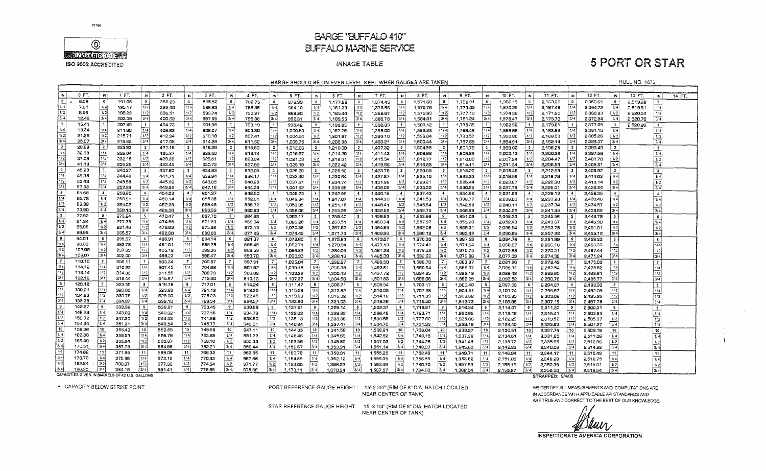# BARGE "BUFFALO 410"

## BUFFALO MARINE SERVICE

INSPECTORATE

ISO 9002 ACCREDITED

INNAGE TABLE

# 5 PORT OR STAR

BARGE SHOULD BE ON EVEN-LEVEL KEEL WHEN GAUGES ARE TAKEN

HULL NO. 4673

| IN | 0 FT. | IN | 1 FT. | IN | 2 FT. | IN | 3 FT. | IN | 4 FT. | IN | 5 FT. | IN | 6 FT. | IN | 7 FT. | IN | 8 FT. | IN | 9 FT. | IN | 10 FT. | IN | 11 FT. | IN | 12 FT. | IN | 13 FT. | IN | 14 FT. |
|---|---|---|---|---|---|---|---|---|---|---|---|---|---|---|---|---|---|---|---|---|---|---|---|---|---|---|---|---|---|
| 0 | • 6.06 | 0 | 191.06 | 0 | 388.29 | 0 | 585.52 | 0 | 782.75 | 0 | 979.99 | 0 | 1,177.22 | 0 | 1,374.45 | 0 | 1,571.68 | 0 | 1,768.91 | 0 | 1,966.15 | 0 | 2,163.38 | 0 | 2,360.61 | 0 | 2,519.28 | 0 | |
| 1/4 | 7.81 | 1/4 | 195.17 | 1/4 | 392.40 | 1/4 | 589.63 | 1/4 | 786.86 | 1/4 | 984.10 | 1/4 | 1,181.33 | 1/4 | 1,378.56 | 1/4 | 1,575.79 | 1/4 | 1,773.02 | 1/4 | 1,970.25 | 1/4 | 2,167.49 | 1/4 | 2,364.72 | 1/4 | 2,519.91 | 1/4 | |
| 1/2 | 9.56 | 1/2 | 199.28 | 1/2 | 396.51 | 1/2 | 593.74 | 1/2 | 790.97 | 1/2 | 988.20 | 1/2 | 1,185.44 | 1/2 | 1,382.67 | 1/2 | 1,579.90 | 1/2 | 1,777.13 | 1/2 | 1,974.36 | 1/2 | 2,171.60 | 1/2 | 2,368.83 | 1/2 | 2,520.54 | 1/2 | |
| 3/4 | 12.49 | 3/4 | 203.39 | 3/4 | 400.62 | 3/4 | 597.85 | 3/4 | 795.08 | 3/4 | 992.31 | 3/4 | 1,189.55 | 3/4 | 1,386.78 | 3/4 | 1,584.01 | 3/4 | 1,781.24 | 3/4 | 1,978.47 | 3/4 | 2,175.70 | 3/4 | 2,372.94 | 3/4 | 2,520.70 | 3/4 | |
| 1 | 15.41 | 1 | 207.49 | 1 | 404.73 | 1 | 601.96 | 1 | 799.19 | 1 | 996.42 | 1 | 1,193.65 | 1 | 1,390.89 | 1 | 1,588.12 | 1 | 1,785.35 | 1 | 1,982.58 | 1 | 2,179.81 | 1 | 2,377.05 | 1 | 2,520.86 | 1 | |
| 1/4 | 18.34 | 1/4 | 211.60 | 1/4 | 408.83 | 1/4 | 606.07 | 1/4 | 803.30 | 1/4 | 1,000.53 | 1/4 | 1,197.76 | 1/4 | 1,395.00 | 1/4 | 1,592.23 | 1/4 | 1,789.46 | 1/4 | 1,986.69 | 1/4 | 2,183.92 | 1/4 | 2,381.15 | 1/4 | | 1/4 | |
| 1/2 | 21.26 | 1/2 | 215.71 | 1/2 | 412.94 | 1/2 | 610.18 | 1/2 | 807.41 | 1/2 | 1,004.64 | 1/2 | 1,201.87 | 1/2 | 1,399.10 | 1/2 | 1,596.34 | 1/2 | 1,793.57 | 1/2 | 1,990.80 | 1/2 | 2,188.03 | 1/2 | 2,385.26 | 1/2 | | 1/2 | |
| 3/4 | 25.07 | 3/4 | 219.82 | 3/4 | 417.05 | 3/4 | 614.28 | 3/4 | 811.52 | 3/4 | 1,008.75 | 3/4 | 1,205.98 | 3/4 | 1,403.21 | 3/4 | 1,600.44 | 3/4 | 1,797.68 | 3/4 | 1,994.91 | 3/4 | 2,192.14 | 3/4 | 2,389.37 | 3/4 | | 3/4 | |
| 2 | 28.88 | 2 | 223.93 | 2 | 421.16 | 2 | 618.39 | 2 | 815.63 | 2 | 1,012.86 | 2 | 1,210.09 | 2 | 1,407.32 | 2 | 1,604.55 | 2 | 1,801.79 | 2 | 1,999.02 | 2 | 2,196.25 | 2 | 2,393.48 | 2 | | 2 | |
| 1/4 | 32.98 | 1/4 | 228.04 | 1/4 | 425.27 | 1/4 | 622.50 | 1/4 | 819.74 | 1/4 | 1,016.97 | 1/4 | 1,214.20 | 1/4 | 1,411.43 | 1/4 | 1,608.66 | 1/4 | 1,805.89 | 1/4 | 2,003.13 | 1/4 | 2,200.36 | 1/4 | 2,397.59 | 1/4 | | 1/4 | |
| 1/2 | 37.08 | 1/2 | 232.15 | 1/2 | 429.38 | 1/2 | 626.61 | 1/2 | 823.84 | 1/2 | 1,021.08 | 1/2 | 1,218.31 | 1/2 | 1,415.54 | 1/2 | 1,612.77 | 1/2 | 1,810.00 | 1/2 | 2,007.24 | 1/2 | 2,204.47 | 1/2 | 2,401.70 | 1/2 | | 1/2 | |
| 3/4 | 41.18 | 3/4 | 236.26 | 3/4 | 433.49 | 3/4 | 630.72 | 3/4 | 827.95 | 3/4 | 1,025.19 | 3/4 | 1,222.42 | 3/4 | 1,419.65 | 3/4 | 1,616.88 | 3/4 | 1,814.11 | 3/4 | 2,011.34 | 3/4 | 2,208.58 | 3/4 | 2,405.81 | 3/4 | | 3/4 | |
| 3 | 45.28 | 3 | 240.37 | 3 | 437.60 | 3 | 634.83 | 3 | 832.06 | 3 | 1,029.29 | 3 | 1,226.53 | 3 | 1,423.76 | 3 | 1,620.99 | 3 | 1,818.22 | 3 | 2,015.45 | 3 | 2,212.69 | 3 | 2,409.92 | 3 | | 3 | |
| 1/4 | 49.38 | 1/4 | 244.48 | 1/4 | 441.71 | 1/4 | 638.94 | 1/4 | 836.17 | 1/4 | 1,033.40 | 1/4 | 1,230.64 | 1/4 | 1,427.87 | 1/4 | 1,625.10 | 1/4 | 1,822.33 | 1/4 | 2,019.56 | 1/4 | 2,216.79 | 1/4 | 2,414.03 | 1/4 | | 1/4 | |
| 1/2 | 53.48 | 1/2 | 248.58 | 1/2 | 445.82 | 1/2 | 643.05 | 1/2 | 840.28 | 1/2 | 1,037.51 | 1/2 | 1,234.74 | 1/2 | 1,431.98 | 1/2 | 1,629.21 | 1/2 | 1,826.44 | 1/2 | 2,023.67 | 1/2 | 2,220.90 | 1/2 | 2,418.14 | 1/2 | | 1/2 | |
| 3/4 | 57.58 | 3/4 | 252.69 | 3/4 | 449.92 | 3/4 | 647.16 | 3/4 | 844.39 | 3/4 | 1,041.62 | 3/4 | 1,238.85 | 3/4 | 1,436.09 | 3/4 | 1,633.32 | 3/4 | 1,830.55 | 3/4 | 2,027.78 | 3/4 | 2,225.01 | 3/4 | 2,422.24 | 3/4 | | 3/4 | |
| 4 | 61.68 | 4 | 256.80 | 4 | 454.03 | 4 | 651.27 | 4 | 848.50 | 4 | 1,045.73 | 4 | 1,242.96 | 4 | 1,440.19 | 4 | 1,637.43 | 4 | 1,834.66 | 4 | 2,031.89 | 4 | 2,229.12 | 4 | 2,426.35 | 4 | | 4 | |
| 1/4 | 65.78 | 1/4 | 260.91 | 1/4 | 458.14 | 1/4 | 655.38 | 1/4 | 852.61 | 1/4 | 1,049.84 | 1/4 | 1,247.07 | 1/4 | 1,444.30 | 1/4 | 1,641.53 | 1/4 | 1,838.77 | 1/4 | 2,036.00 | 1/4 | 2,233.23 | 1/4 | 2,430.46 | 1/4 | | 1/4 | |
| 1/2 | 69.88 | 1/2 | 265.02 | 1/2 | 462.25 | 1/2 | 659.48 | 1/2 | 856.72 | 1/2 | 1,053.95 | 1/2 | 1,251.18 | 1/2 | 1,448.41 | 1/2 | 1,645.64 | 1/2 | 1,842.88 | 1/2 | 2,040.11 | 1/2 | 2,237.34 | 1/2 | 2,434.57 | 1/2 | | 1/2 | |
| 3/4 | 73.90 | 3/4 | 269.13 | 3/4 | 466.36 | 3/4 | 663.59 | 3/4 | 860.83 | 3/4 | 1,058.06 | 3/4 | 1,255.29 | 3/4 | 1,452.52 | 3/4 | 1,649.75 | 3/4 | 1,846.98 | 3/4 | 2,044.22 | 3/4 | 2,241.45 | 3/4 | 2,438.68 | 3/4 | | 3/4 | |
| 5 | 77.92 | 5 | 273.24 | 5 | 470.47 | 5 | 667.70 | 5 | 864.93 | 5 | 1,062.17 | 5 | 1,259.40 | 5 | 1,456.63 | 5 | 1,653.86 | 5 | 1,851.09 | 5 | 2,048.33 | 5 | 2,245.56 | 5 | 2,442.79 | 5 | | 5 | |
| 1/4 | 81.94 | 1/4 | 277.35 | 1/4 | 474.58 | 1/4 | 671.81 | 1/4 | 869.04 | 1/4 | 1,066.28 | 1/4 | 1,263.51 | 1/4 | 1,460.74 | 1/4 | 1,657.97 | 1/4 | 1,855.20 | 1/4 | 2,052.43 | 1/4 | 2,249.67 | 1/4 | 2,446.90 | 1/4 | | 1/4 | |
| 1/2 | 85.96 | 1/2 | 281.46 | 1/2 | 478.69 | 1/2 | 675.92 | 1/2 | 873.15 | 1/2 | 1,070.38 | 1/2 | 1,267.62 | 1/2 | 1,464.85 | 1/2 | 1,662.08 | 1/2 | 1,859.31 | 1/2 | 2,056.54 | 1/2 | 2,253.78 | 1/2 | 2,451.01 | 1/2 | | 1/2 | |
| 3/4 | 89.99 | 3/4 | 285.57 | 3/4 | 482.80 | 3/4 | 680.03 | 3/4 | 877.26 | 3/4 | 1,074.49 | 3/4 | 1,271.73 | 3/4 | 1,468.96 | 3/4 | 1,666.19 | 3/4 | 1,863.42 | 3/4 | 2,060.65 | 3/4 | 2,257.88 | 3/4 | 2,455.12 | 3/4 | | 3/4 | |
| 6 | 94.01 | 6 | 289.67 | 6 | 486.91 | 6 | 684.14 | 6 | 881.37 | 6 | 1,078.60 | 6 | 1,275.83 | 6 | 1,473.07 | 6 | 1,670.30 | 6 | 1,867.53 | 6 | 2,064.76 | 6 | 2,261.99 | 6 | 2,459.23 | 6 | | 6 | |
| 1/4 | 98.03 | 1/4 | 293.78 | 1/4 | 491.01 | 1/4 | 688.25 | 1/4 | 885.48 | 1/4 | 1,082.71 | 1/4 | 1,279.94 | 1/4 | 1,477.18 | 1/4 | 1,674.41 | 1/4 | 1,871.64 | 1/4 | 2,068.87 | 1/4 | 2,266.10 | 1/4 | 2,463.33 | 1/4 | | 1/4 | |
| 1/2 | 102.05 | 1/2 | 297.89 | 1/2 | 495.12 | 1/2 | 692.36 | 1/2 | 889.59 | 1/2 | 1,086.82 | 1/2 | 1,284.05 | 1/2 | 1,481.28 | 1/2 | 1,678.52 | 1/2 | 1,875.75 | 1/2 | 2,072.98 | 1/2 | 2,270.21 | 1/2 | 2,467.44 | 1/2 | | 1/2 | |
| 3/4 | 106.07 | 3/4 | 302.00 | 3/4 | 499.23 | 3/4 | 696.47 | 3/4 | 893.70 | 3/4 | 1,090.93 | 3/4 | 1,288.16 | 3/4 | 1,485.39 | 3/4 | 1,682.62 | 3/4 | 1,879.86 | 3/4 | 2,077.09 | 3/4 | 2,274.32 | 3/4 | 2,471.24 | 3/4 | | 3/4 | |
| 7 | 110.10 | 7 | 306.11 | 7 | 503.34 | 7 | 700.57 | 7 | 897.81 | 7 | 1,095.04 | 7 | 1,292.27 | 7 | 1,489.50 | 7 | 1,686.73 | 7 | 1,883.97 | 7 | 2,081.20 | 7 | 2,278.43 | 7 | 2,475.03 | 7 | | 7 | |
| 1/4 | 114.12 | 1/4 | 310.22 | 1/4 | 507.45 | 1/4 | 704.68 | 1/4 | 901.92 | 1/4 | 1,099.15 | 1/4 | 1,296.38 | 1/4 | 1,493.61 | 1/4 | 1,690.84 | 1/4 | 1,888.07 | 1/4 | 2,085.31 | 1/4 | 2,282.54 | 1/4 | 2,478.82 | 1/4 | | 1/4 | |
| 1/2 | 118.14 | 1/2 | 314.33 | 1/2 | 511.56 | 1/2 | 708.79 | 1/2 | 906.02 | 1/2 | 1,103.26 | 1/2 | 1,300.49 | 1/2 | 1,497.72 | 1/2 | 1,694.95 | 1/2 | 1,892.18 | 1/2 | 2,089.42 | 1/2 | 2,286.65 | 1/2 | 2,482.61 | 1/2 | | 1/2 | |
| 3/4 | 122.16 | 3/4 | 318.44 | 3/4 | 515.67 | 3/4 | 712.90 | 3/4 | 910.13 | 3/4 | 1,107.37 | 3/4 | 1,304.60 | 3/4 | 1,501.83 | 3/4 | 1,699.06 | 3/4 | 1,896.29 | 3/4 | 2,093.52 | 3/4 | 2,290.76 | 3/4 | 2,485.77 | 3/4 | | 3/4 | |
| 8 | 126.18 | 8 | 322.55 | 8 | 519.78 | 8 | 717.01 | 8 | 914.24 | 8 | 1,111.47 | 8 | 1,308.71 | 8 | 1,505.94 | 8 | 1,703.17 | 8 | 1,900.40 | 8 | 2,097.63 | 8 | 2,294.87 | 8 | 2,488.93 | 8 | | 8 | |
| 1/4 | 130.21 | 1/4 | 326.66 | 1/4 | 523.89 | 1/4 | 721.12 | 1/4 | 918.35 | 1/4 | 1,115.58 | 1/4 | 1,312.82 | 1/4 | 1,510.05 | 1/4 | 1,707.28 | 1/4 | 1,904.51 | 1/4 | 2,101.74 | 1/4 | 2,298.97 | 1/4 | 2,492.09 | 1/4 | | 1/4 | |
| 1/2 | 134.23 | 1/2 | 330.76 | 1/2 | 528.00 | 1/2 | 725.23 | 1/2 | 922.46 | 1/2 | 1,119.69 | 1/2 | 1,316.92 | 1/2 | 1,514.16 | 1/2 | 1,711.39 | 1/2 | 1,908.62 | 1/2 | 2,105.85 | 1/2 | 2,303.08 | 1/2 | 2,495.26 | 1/2 | | 1/2 | |
| 3/4 | 138.25 | 3/4 | 334.87 | 3/4 | 532.10 | 3/4 | 729.34 | 3/4 | 926.57 | 3/4 | 1,123.80 | 3/4 | 1,321.03 | 3/4 | 1,518.26 | 3/4 | 1,715.50 | 3/4 | 1,912.73 | 3/4 | 2,109.96 | 3/4 | 2,307.19 | 3/4 | 2,497.78 | 3/4 | | 3/4 | |
| 9 | 142.27 | 9 | 338.98 | 9 | 536.21 | 9 | 733.45 | 9 | 930.68 | 9 | 1,127.91 | 9 | 1,325.14 | 9 | 1,522.37 | 9 | 1,719.61 | 9 | 1,916.84 | 9 | 2,114.07 | 9 | 2,311.30 | 9 | 2,500.31 | 9 | | 9 | |
| 1/4 | 146.29 | 1/4 | 343.09 | 1/4 | 540.32 | 1/4 | 737.56 | 1/4 | 934.79 | 1/4 | 1,132.02 | 1/4 | 1,329.25 | 1/4 | 1,526.48 | 1/4 | 1,723.71 | 1/4 | 1,920.95 | 1/4 | 2,118.18 | 1/4 | 2,315.41 | 1/4 | 2,502.84 | 1/4 | | 1/4 | |
| 1/2 | 150.32 | 1/2 | 347.20 | 1/2 | 544.43 | 1/2 | 741.66 | 1/2 | 938.90 | 1/2 | 1,136.13 | 1/2 | 1,333.36 | 1/2 | 1,530.59 | 1/2 | 1,727.82 | 1/2 | 1,925.06 | 1/2 | 2,122.29 | 1/2 | 2,319.52 | 1/2 | 2,505.37 | 1/2 | | 1/2 | |
| 3/4 | 154.34 | 3/4 | 351.31 | 3/4 | 548.54 | 3/4 | 745.77 | 3/4 | 943.01 | 3/4 | 1,140.24 | 3/4 | 1,337.47 | 3/4 | 1,534.70 | 3/4 | 1,731.93 | 3/4 | 1,929.16 | 3/4 | 2,126.40 | 3/4 | 2,323.63 | 3/4 | 2,507.27 | 3/4 | | 3/4 | |
| 10 | 158.36 | 10 | 355.42 | 10 | 552.65 | 10 | 749.88 | 10 | 947.11 | 10 | 1,144.35 | 10 | 1,341.58 | 10 | 1,538.81 | 10 | 1,736.04 | 10 | 1,933.27 | 10 | 2,130.51 | 10 | 2,327.74 | 10 | 2,509.16 | 10 | | 10 | |
| 1/4 | 162.38 | 1/4 | 359.53 | 1/4 | 556.76 | 1/4 | 753.99 | 1/4 | 951.22 | 1/4 | 1,148.46 | 1/4 | 1,345.69 | 1/4 | 1,542.92 | 1/4 | 1,740.15 | 1/4 | 1,937.38 | 1/4 | 2,134.61 | 1/4 | 2,331.85 | 1/4 | 2,511.06 | 1/4 | | 1/4 | |
| 1/2 | 166.40 | 1/2 | 363.64 | 1/2 | 560.87 | 1/2 | 758.10 | 1/2 | 955.33 | 1/2 | 1,152.56 | 1/2 | 1,349.80 | 1/2 | 1,547.03 | 1/2 | 1,744.26 | 1/2 | 1,941.49 | 1/2 | 2,138.72 | 1/2 | 2,335.96 | 1/2 | 2,512.96 | 1/2 | | 1/2 | |
| 3/4 | 170.51 | 3/4 | 367.75 | 3/4 | 564.98 | 3/4 | 762.21 | 3/4 | 959.44 | 3/4 | 1,156.67 | 3/4 | 1,353.91 | 3/4 | 1,551.14 | 3/4 | 1,748.37 | 3/4 | 1,945.60 | 3/4 | 2,142.83 | 3/4 | 2,340.06 | 3/4 | 2,514.22 | 3/4 | | 3/4 | |
| 11 | 174.62 | 11 | 371.85 | 11 | 569.09 | 11 | 766.32 | 11 | 963.55 | 11 | 1,160.78 | 11 | 1,358.01 | 11 | 1,555.25 | 11 | 1,752.48 | 11 | 1,949.71 | 11 | 2,146.94 | 11 | 2,344.17 | 11 | 2,515.48 | 11 | | 11 | |
| 1/4 | 178.73 | 1/4 | 375.96 | 1/4 | 573.19 | 1/4 | 770.43 | 1/4 | 967.66 | 1/4 | 1,164.89 | 1/4 | 1,362.12 | 1/4 | 1,559.35 | 1/4 | 1,756.59 | 1/4 | 1,953.82 | 1/4 | 2,151.05 | 1/4 | 2,348.28 | 1/4 | 2,516.75 | 1/4 | | 1/4 | |
| 1/2 | 182.84 | 1/2 | 380.07 | 1/2 | 577.30 | 1/2 | 774.54 | 1/2 | 971.77 | 1/2 | 1,169.00 | 1/2 | 1,366.23 | 1/2 | 1,563.46 | 1/2 | 1,760.70 | 1/2 | 1,957.93 | 1/2 | 2,155.16 | 1/2 | 2,352.39 | 1/2 | 2,518.01 | 1/2 | | 1/2 | |
| 3/4 | 186.95 | 3/4 | 384.18 | 3/4 | 581.41 | 3/4 | 778.65 | 3/4 | 975.88 | 3/4 | 1,173.11 | 3/4 | 1,370.34 | 3/4 | 1,567.57 | 3/4 | 1,764.80 | 3/4 | 1,962.04 | 3/4 | 2,159.27 | 3/4 | 2,356.50 | 3/4 | 2,518.64 | 3/4 | | 3/4 | |

CAPACITIES GIVEN IN BARRELS OF 42 U.S. GALLONS

STRAPPED: 9/4/08

• CAPACITY BELOW STRIKE POINT

PORT REFERENCE GAUGE HEIGHT: 15'-2 3/4" (RIM OF 8" DIA. HATCH LOCATED NEAR CENTER OF TANK)

STAR REFERENCE GAUGE HEIGHT: 15'-3 1/4" (RIM OF 8" DIA. HATCH LOCATED NEAR CENTER OF TANK)

WE CERTIFY ALL MEASUREMENTS AND COMPUTATIONS ARE IN ACCORDANCE WITH APPLICABLE API STANDARDS AND ARE TRUE AND CORRECT TO THE BEST OF OUR KNOWLEDGE.

INSPECTORATE AMERICA CORPORATION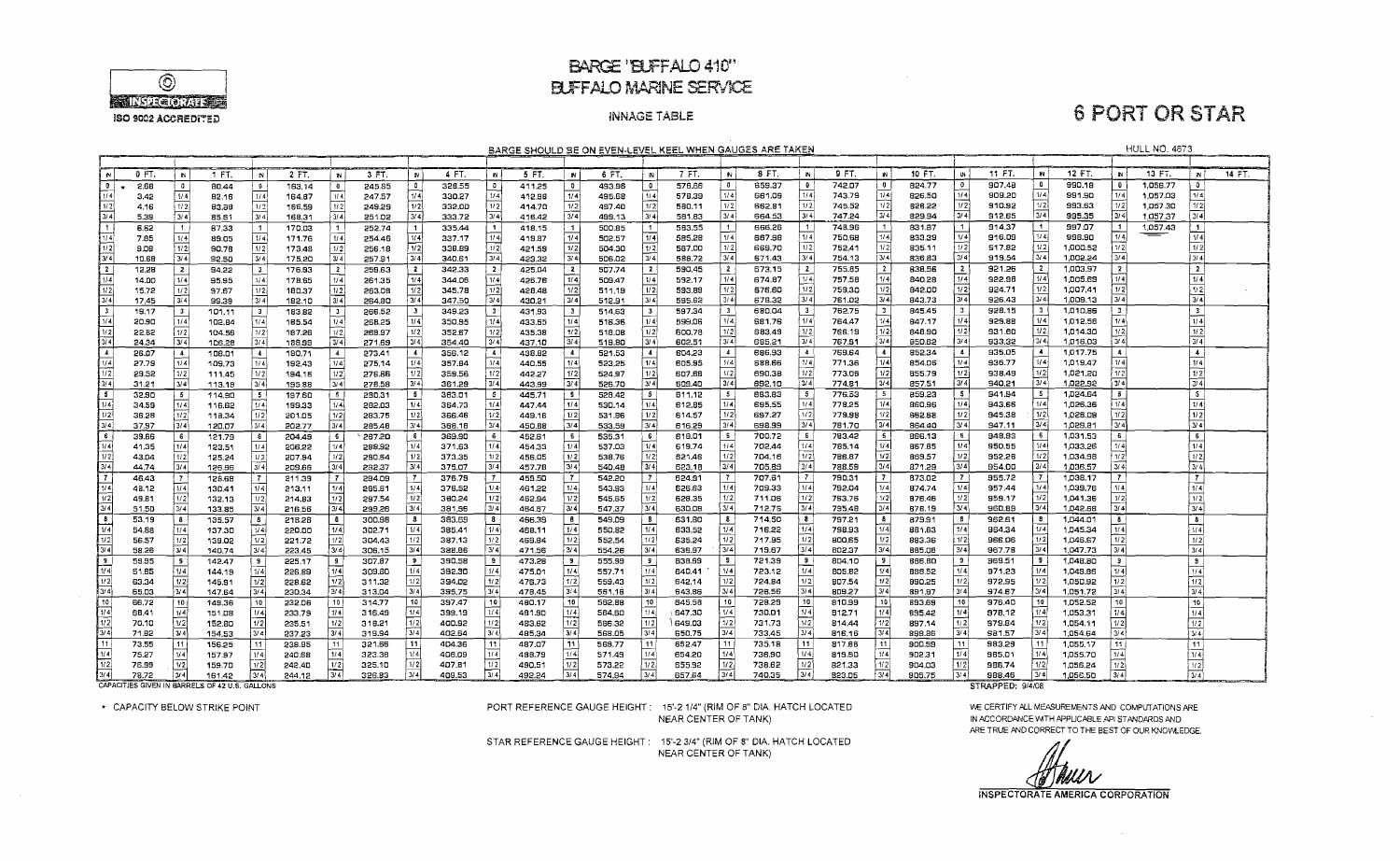# BARGE "BUFFALO 410"
## BUFFALO MARINE SERVICE

INSPECTORATE
ISO 9002 ACCREDITED

INNAGE TABLE

# 6 PORT OR STAR

BARGE SHOULD BE ON EVEN-LEVEL KEEL WHEN GAUGES ARE TAKEN

HULL NO. 4673

| IN | 0 FT. | IN | 1 FT. | IN | 2 FT. | IN | 3 FT. | IN | 4 FT. | IN | 5 FT. | IN | 6 FT. | IN | 7 FT. | IN | 8 FT. | IN | 9 FT. | IN | 10 FT. | IN | 11 FT. | IN | 12 FT. | IN | 13 FT. | IN | 14 FT. |
|---|---|---|---|---|---|---|---|---|---|---|---|---|---|---|---|---|---|---|---|---|---|---|---|---|---|---|---|---|---|
| 0 | * 2.68 | 0 | 80.44 | 0 | 163.14 | 0 | 245.85 | 0 | 328.55 | 0 | 411.25 | 0 | 493.96 | 0 | 576.66 | 0 | 659.37 | 0 | 742.07 | 0 | 824.77 | 0 | 907.48 | 0 | 990.18 | 0 | 1,056.77 | 0 | |
| 1/4 | 3.42 | 1/4 | 82.16 | 1/4 | 164.87 | 1/4 | 247.57 | 1/4 | 330.27 | 1/4 | 412.98 | 1/4 | 495.68 | 1/4 | 578.39 | 1/4 | 661.09 | 1/4 | 743.79 | 1/4 | 826.50 | 1/4 | 909.20 | 1/4 | 991.90 | 1/4 | 1,057.03 | 1/4 | |
| 1/2 | 4.16 | 1/2 | 83.89 | 1/2 | 166.59 | 1/2 | 249.29 | 1/2 | 332.00 | 1/2 | 414.70 | 1/2 | 497.40 | 1/2 | 580.11 | 1/2 | 662.81 | 1/2 | 745.52 | 1/2 | 828.22 | 1/2 | 910.92 | 1/2 | 993.63 | 1/2 | 1,057.30 | 1/2 | |
| 3/4 | 5.39 | 3/4 | 85.61 | 3/4 | 168.31 | 3/4 | 251.02 | 3/4 | 333.72 | 3/4 | 416.42 | 3/4 | 499.13 | 3/4 | 581.83 | 3/4 | 664.53 | 3/4 | 747.24 | 3/4 | 829.94 | 3/4 | 912.65 | 3/4 | 995.35 | 3/4 | 1,057.37 | 3/4 | |
| 1 | 6.62 | 1 | 87.33 | 1 | 170.03 | 1 | 252.74 | 1 | 335.44 | 1 | 418.15 | 1 | 500.85 | 1 | 583.55 | 1 | 666.26 | 1 | 748.96 | 1 | 831.67 | 1 | 914.37 | 1 | 997.07 | 1 | 1,057.43 | 1 | |
| 1/4 | 7.85 | 1/4 | 89.05 | 1/4 | 171.76 | 1/4 | 254.46 | 1/4 | 337.17 | 1/4 | 419.87 | 1/4 | 502.57 | 1/4 | 585.28 | 1/4 | 667.98 | 1/4 | 750.68 | 1/4 | 833.39 | 1/4 | 916.09 | 1/4 | 998.80 | 1/4 | | 1/4 | |
| 1/2 | 9.09 | 1/2 | 90.78 | 1/2 | 173.48 | 1/2 | 256.18 | 1/2 | 338.89 | 1/2 | 421.59 | 1/2 | 504.30 | 1/2 | 587.00 | 1/2 | 669.70 | 1/2 | 752.41 | 1/2 | 835.11 | 1/2 | 917.82 | 1/2 | 1,000.52 | 1/2 | | 1/2 | |
| 3/4 | 10.56 | 3/4 | 92.50 | 3/4 | 175.20 | 3/4 | 257.91 | 3/4 | 340.61 | 3/4 | 423.32 | 3/4 | 506.02 | 3/4 | 588.72 | 3/4 | 671.43 | 3/4 | 754.13 | 3/4 | 836.83 | 3/4 | 919.54 | 3/4 | 1,002.24 | 3/4 | | 3/4 | |
| 2 | 12.28 | 2 | 94.22 | 2 | 176.93 | 2 | 259.63 | 2 | 342.33 | 2 | 425.04 | 2 | 507.74 | 2 | 590.45 | 2 | 673.15 | 2 | 755.85 | 2 | 838.56 | 2 | 921.26 | 2 | 1,003.97 | 2 | | 2 | |
| 1/4 | 14.00 | 1/4 | 95.95 | 1/4 | 178.65 | 1/4 | 261.35 | 1/4 | 344.06 | 1/4 | 426.76 | 1/4 | 509.47 | 1/4 | 592.17 | 1/4 | 674.87 | 1/4 | 757.58 | 1/4 | 840.28 | 1/4 | 922.98 | 1/4 | 1,005.69 | 1/4 | | 1/4 | |
| 1/2 | 15.72 | 1/2 | 97.67 | 1/2 | 180.37 | 1/2 | 263.08 | 1/2 | 345.78 | 1/2 | 428.48 | 1/2 | 511.19 | 1/2 | 593.89 | 1/2 | 676.60 | 1/2 | 759.30 | 1/2 | 842.00 | 1/2 | 924.71 | 1/2 | 1,007.41 | 1/2 | | 1/2 | |
| 3/4 | 17.45 | 3/4 | 99.39 | 3/4 | 182.10 | 3/4 | 264.80 | 3/4 | 347.50 | 3/4 | 430.21 | 3/4 | 512.91 | 3/4 | 595.62 | 3/4 | 678.32 | 3/4 | 761.02 | 3/4 | 843.73 | 3/4 | 926.43 | 3/4 | 1,009.13 | 3/4 | | 3/4 | |
| 3 | 19.17 | 3 | 101.11 | 3 | 183.82 | 3 | 266.52 | 3 | 349.23 | 3 | 431.93 | 3 | 514.63 | 3 | 597.34 | 3 | 680.04 | 3 | 762.75 | 3 | 845.45 | 3 | 928.15 | 3 | 1,010.86 | 3 | | 3 | |
| 1/4 | 20.90 | 1/4 | 102.84 | 1/4 | 185.54 | 1/4 | 268.25 | 1/4 | 350.95 | 1/4 | 433.65 | 1/4 | 516.36 | 1/4 | 599.06 | 1/4 | 681.76 | 1/4 | 764.47 | 1/4 | 847.17 | 1/4 | 929.88 | 1/4 | 1,012.58 | 1/4 | | 1/4 | |
| 1/2 | 22.82 | 1/2 | 104.56 | 1/2 | 187.26 | 1/2 | 269.97 | 1/2 | 352.67 | 1/2 | 435.38 | 1/2 | 518.08 | 1/2 | 600.78 | 1/2 | 683.49 | 1/2 | 766.19 | 1/2 | 848.90 | 1/2 | 931.60 | 1/2 | 1,014.30 | 1/2 | | 1/2 | |
| 3/4 | 24.34 | 3/4 | 106.28 | 3/4 | 188.99 | 3/4 | 271.69 | 3/4 | 354.40 | 3/4 | 437.10 | 3/4 | 519.80 | 3/4 | 602.51 | 3/4 | 685.21 | 3/4 | 767.91 | 3/4 | 850.62 | 3/4 | 933.32 | 3/4 | 1,016.03 | 3/4 | | 3/4 | |
| 4 | 26.07 | 4 | 108.01 | 4 | 190.71 | 4 | 273.41 | 4 | 356.12 | 4 | 438.82 | 4 | 521.53 | 4 | 604.23 | 4 | 686.93 | 4 | 769.64 | 4 | 852.34 | 4 | 935.05 | 4 | 1,017.75 | 4 | | 4 | |
| 1/4 | 27.79 | 1/4 | 109.73 | 1/4 | 192.43 | 1/4 | 275.14 | 1/4 | 357.84 | 1/4 | 440.55 | 1/4 | 523.25 | 1/4 | 605.95 | 1/4 | 688.66 | 1/4 | 771.36 | 1/4 | 854.06 | 1/4 | 936.77 | 1/4 | 1,019.47 | 1/4 | | 1/4 | |
| 1/2 | 29.52 | 1/2 | 111.45 | 1/2 | 194.16 | 1/2 | 276.86 | 1/2 | 359.56 | 1/2 | 442.27 | 1/2 | 524.97 | 1/2 | 607.68 | 1/2 | 690.38 | 1/2 | 773.08 | 1/2 | 855.79 | 1/2 | 938.49 | 1/2 | 1,021.20 | 1/2 | | 1/2 | |
| 3/4 | 31.21 | 3/4 | 113.18 | 3/4 | 195.88 | 3/4 | 278.58 | 3/4 | 361.29 | 3/4 | 443.99 | 3/4 | 526.70 | 3/4 | 609.40 | 3/4 | 692.10 | 3/4 | 774.81 | 3/4 | 857.51 | 3/4 | 940.21 | 3/4 | 1,022.92 | 3/4 | | 3/4 | |
| 5 | 32.90 | 5 | 114.90 | 5 | 197.60 | 5 | 280.31 | 5 | 363.01 | 5 | 445.71 | 5 | 528.42 | 5 | 611.12 | 5 | 693.83 | 5 | 776.53 | 5 | 859.23 | 5 | 941.94 | 5 | 1,024.64 | 5 | | 5 | |
| 1/4 | 34.59 | 1/4 | 116.62 | 1/4 | 199.33 | 1/4 | 282.03 | 1/4 | 364.73 | 1/4 | 447.44 | 1/4 | 530.14 | 1/4 | 612.85 | 1/4 | 695.55 | 1/4 | 778.25 | 1/4 | 860.96 | 1/4 | 943.66 | 1/4 | 1,026.36 | 1/4 | | 1/4 | |
| 1/2 | 36.28 | 1/2 | 118.34 | 1/2 | 201.05 | 1/2 | 283.75 | 1/2 | 366.46 | 1/2 | 449.16 | 1/2 | 531.86 | 1/2 | 614.57 | 1/2 | 697.27 | 1/2 | 779.98 | 1/2 | 862.68 | 1/2 | 945.38 | 1/2 | 1,028.09 | 1/2 | | 1/2 | |
| 3/4 | 37.97 | 3/4 | 120.07 | 3/4 | 202.77 | 3/4 | 285.48 | 3/4 | 368.18 | 3/4 | 450.88 | 3/4 | 533.59 | 3/4 | 616.29 | 3/4 | 698.99 | 3/4 | 781.70 | 3/4 | 864.40 | 3/4 | 947.11 | 3/4 | 1,029.81 | 3/4 | | 3/4 | |
| 6 | 39.66 | 6 | 121.79 | 6 | 204.49 | 6 | 287.20 | 6 | 369.90 | 6 | 452.61 | 6 | 535.31 | 6 | 618.01 | 6 | 700.72 | 6 | 783.42 | 6 | 866.13 | 6 | 948.83 | 6 | 1,031.53 | 6 | | 6 | |
| 1/4 | 41.35 | 1/4 | 123.51 | 1/4 | 206.22 | 1/4 | 288.92 | 1/4 | 371.63 | 1/4 | 454.33 | 1/4 | 537.03 | 1/4 | 619.74 | 1/4 | 702.44 | 1/4 | 785.14 | 1/4 | 867.85 | 1/4 | 950.55 | 1/4 | 1,033.26 | 1/4 | | 1/4 | |
| 1/2 | 43.04 | 1/2 | 125.24 | 1/2 | 207.94 | 1/2 | 290.64 | 1/2 | 373.35 | 1/2 | 456.05 | 1/2 | 538.76 | 1/2 | 621.46 | 1/2 | 704.16 | 1/2 | 786.87 | 1/2 | 869.57 | 1/2 | 952.28 | 1/2 | 1,034.98 | 1/2 | | 1/2 | |
| 3/4 | 44.74 | 3/4 | 126.96 | 3/4 | 209.66 | 3/4 | 292.37 | 3/4 | 375.07 | 3/4 | 457.78 | 3/4 | 540.48 | 3/4 | 623.18 | 3/4 | 705.89 | 3/4 | 788.59 | 3/4 | 871.29 | 3/4 | 954.00 | 3/4 | 1,036.57 | 3/4 | | 3/4 | |
| 7 | 46.43 | 7 | 128.68 | 7 | 211.39 | 7 | 294.09 | 7 | 376.79 | 7 | 459.50 | 7 | 542.20 | 7 | 624.91 | 7 | 707.61 | 7 | 790.31 | 7 | 873.02 | 7 | 955.72 | 7 | 1,038.17 | 7 | | 7 | |
| 1/4 | 48.12 | 1/4 | 130.41 | 1/4 | 213.11 | 1/4 | 295.81 | 1/4 | 378.52 | 1/4 | 461.22 | 1/4 | 543.93 | 1/4 | 626.63 | 1/4 | 709.33 | 1/4 | 792.04 | 1/4 | 874.74 | 1/4 | 957.44 | 1/4 | 1,039.76 | 1/4 | | 1/4 | |
| 1/2 | 49.81 | 1/2 | 132.13 | 1/2 | 214.83 | 1/2 | 297.54 | 1/2 | 380.24 | 1/2 | 462.94 | 1/2 | 545.65 | 1/2 | 628.35 | 1/2 | 711.05 | 1/2 | 793.76 | 1/2 | 876.46 | 1/2 | 959.17 | 1/2 | 1,041.36 | 1/2 | | 1/2 | |
| 3/4 | 51.50 | 3/4 | 133.85 | 3/4 | 216.56 | 3/4 | 299.26 | 3/4 | 381.96 | 3/4 | 464.67 | 3/4 | 547.37 | 3/4 | 630.08 | 3/4 | 712.78 | 3/4 | 795.48 | 3/4 | 878.19 | 3/4 | 960.89 | 3/4 | 1,042.68 | 3/4 | | 3/4 | |
| 8 | 53.19 | 8 | 135.57 | 8 | 218.28 | 8 | 300.98 | 8 | 383.69 | 8 | 466.39 | 8 | 549.09 | 8 | 631.80 | 8 | 714.50 | 8 | 797.21 | 8 | 879.91 | 8 | 962.61 | 8 | 1,044.01 | 8 | | 8 | |
| 1/4 | 54.88 | 1/4 | 137.30 | 1/4 | 220.00 | 1/4 | 302.71 | 1/4 | 385.41 | 1/4 | 468.11 | 1/4 | 550.82 | 1/4 | 633.52 | 1/4 | 716.22 | 1/4 | 798.93 | 1/4 | 881.63 | 1/4 | 964.34 | 1/4 | 1,045.34 | 1/4 | | 1/4 | |
| 1/2 | 56.57 | 1/2 | 139.02 | 1/2 | 221.72 | 1/2 | 304.43 | 1/2 | 387.13 | 1/2 | 469.84 | 1/2 | 552.54 | 1/2 | 635.24 | 1/2 | 717.95 | 1/2 | 800.65 | 1/2 | 883.36 | 1/2 | 966.06 | 1/2 | 1,046.67 | 1/2 | | 1/2 | |
| 3/4 | 58.26 | 3/4 | 140.74 | 3/4 | 223.45 | 3/4 | 306.15 | 3/4 | 388.86 | 3/4 | 471.56 | 3/4 | 554.26 | 3/4 | 636.97 | 3/4 | 719.67 | 3/4 | 802.37 | 3/4 | 885.08 | 3/4 | 967.78 | 3/4 | 1,047.73 | 3/4 | | 3/4 | |
| 9 | 59.95 | 9 | 142.47 | 9 | 225.17 | 9 | 307.87 | 9 | 390.58 | 9 | 473.28 | 9 | 555.99 | 9 | 638.69 | 9 | 721.39 | 9 | 804.10 | 9 | 886.80 | 9 | 969.51 | 9 | 1,048.80 | 9 | | 9 | |
| 1/4 | 61.65 | 1/4 | 144.19 | 1/4 | 226.89 | 1/4 | 309.60 | 1/4 | 392.30 | 1/4 | 475.01 | 1/4 | 557.71 | 1/4 | 640.41 | 1/4 | 723.12 | 1/4 | 805.82 | 1/4 | 888.52 | 1/4 | 971.23 | 1/4 | 1,049.86 | 1/4 | | 1/4 | |
| 1/2 | 63.34 | 1/2 | 145.91 | 1/2 | 228.62 | 1/2 | 311.32 | 1/2 | 394.02 | 1/2 | 476.73 | 1/2 | 559.43 | 1/2 | 642.14 | 1/2 | 724.84 | 1/2 | 807.54 | 1/2 | 890.25 | 1/2 | 972.95 | 1/2 | 1,050.92 | 1/2 | | 1/2 | |
| 3/4 | 65.03 | 3/4 | 147.64 | 3/4 | 230.34 | 3/4 | 313.04 | 3/4 | 395.75 | 3/4 | 478.45 | 3/4 | 561.16 | 3/4 | 643.86 | 3/4 | 726.56 | 3/4 | 809.27 | 3/4 | 891.97 | 3/4 | 974.67 | 3/4 | 1,051.72 | 3/4 | | 3/4 | |
| 10 | 66.72 | 10 | 149.36 | 10 | 232.06 | 10 | 314.77 | 10 | 397.47 | 10 | 480.17 | 10 | 562.88 | 10 | 645.58 | 10 | 728.28 | 10 | 810.99 | 10 | 893.69 | 10 | 976.40 | 10 | 1,052.52 | 10 | | 10 | |
| 1/4 | 68.41 | 1/4 | 151.08 | 1/4 | 233.79 | 1/4 | 316.49 | 1/4 | 399.19 | 1/4 | 481.90 | 1/4 | 564.60 | 1/4 | 647.30 | 1/4 | 730.01 | 1/4 | 812.71 | 1/4 | 895.42 | 1/4 | 978.12 | 1/4 | 1,053.31 | 1/4 | | 1/4 | |
| 1/2 | 70.10 | 1/2 | 152.80 | 1/2 | 235.51 | 1/2 | 318.21 | 1/2 | 400.92 | 1/2 | 483.62 | 1/2 | 566.32 | 1/2 | 649.03 | 1/2 | 731.73 | 1/2 | 814.44 | 1/2 | 897.14 | 1/2 | 979.84 | 1/2 | 1,054.11 | 1/2 | | 1/2 | |
| 3/4 | 71.82 | 3/4 | 154.53 | 3/4 | 237.23 | 3/4 | 319.94 | 3/4 | 402.64 | 3/4 | 485.34 | 3/4 | 568.05 | 3/4 | 650.75 | 3/4 | 733.45 | 3/4 | 816.16 | 3/4 | 898.86 | 3/4 | 981.57 | 3/4 | 1,054.64 | 3/4 | | 3/4 | |
| 11 | 73.55 | 11 | 156.25 | 11 | 238.95 | 11 | 321.66 | 11 | 404.36 | 11 | 487.07 | 11 | 569.77 | 11 | 652.47 | 11 | 735.18 | 11 | 817.88 | 11 | 900.59 | 11 | 983.29 | 11 | 1,055.17 | 11 | | 11 | |
| 1/4 | 75.27 | 1/4 | 157.97 | 1/4 | 240.68 | 1/4 | 323.38 | 1/4 | 406.09 | 1/4 | 488.79 | 1/4 | 571.49 | 1/4 | 654.20 | 1/4 | 736.90 | 1/4 | 819.60 | 1/4 | 902.31 | 1/4 | 985.01 | 1/4 | 1,055.70 | 1/4 | | 1/4 | |
| 1/2 | 76.99 | 1/2 | 159.70 | 1/2 | 242.40 | 1/2 | 325.10 | 1/2 | 407.81 | 1/2 | 490.51 | 1/2 | 573.22 | 1/2 | 655.92 | 1/2 | 738.62 | 1/2 | 821.33 | 1/2 | 904.03 | 1/2 | 986.74 | 1/2 | 1,056.24 | 1/2 | | 1/2 | |
| 3/4 | 78.72 | 3/4 | 161.42 | 3/4 | 244.12 | 3/4 | 326.83 | 3/4 | 409.53 | 3/4 | 492.24 | 3/4 | 574.94 | 3/4 | 657.64 | 3/4 | 740.35 | 3/4 | 823.05 | 3/4 | 905.75 | 3/4 | 988.46 | 3/4 | 1,056.50 | 3/4 | | 3/4 | |

CAPACITIES GIVEN IN BARRELS OF 42 U.S. GALLONS

STRAPPED: 9/4/08

* CAPACITY BELOW STRIKE POINT

PORT REFERENCE GAUGE HEIGHT: 15'-2 1/4" (RIM OF 8" DIA. HATCH LOCATED NEAR CENTER OF TANK)

STAR REFERENCE GAUGE HEIGHT: 15'-2 3/4" (RIM OF 8" DIA. HATCH LOCATED NEAR CENTER OF TANK)

WE CERTIFY ALL MEASUREMENTS AND COMPUTATIONS ARE IN ACCORDANCE WITH APPLICABLE API STANDARDS AND ARE TRUE AND CORRECT TO THE BEST OF OUR KNOWLEDGE.

INSPECTORATE AMERICA CORPORATION